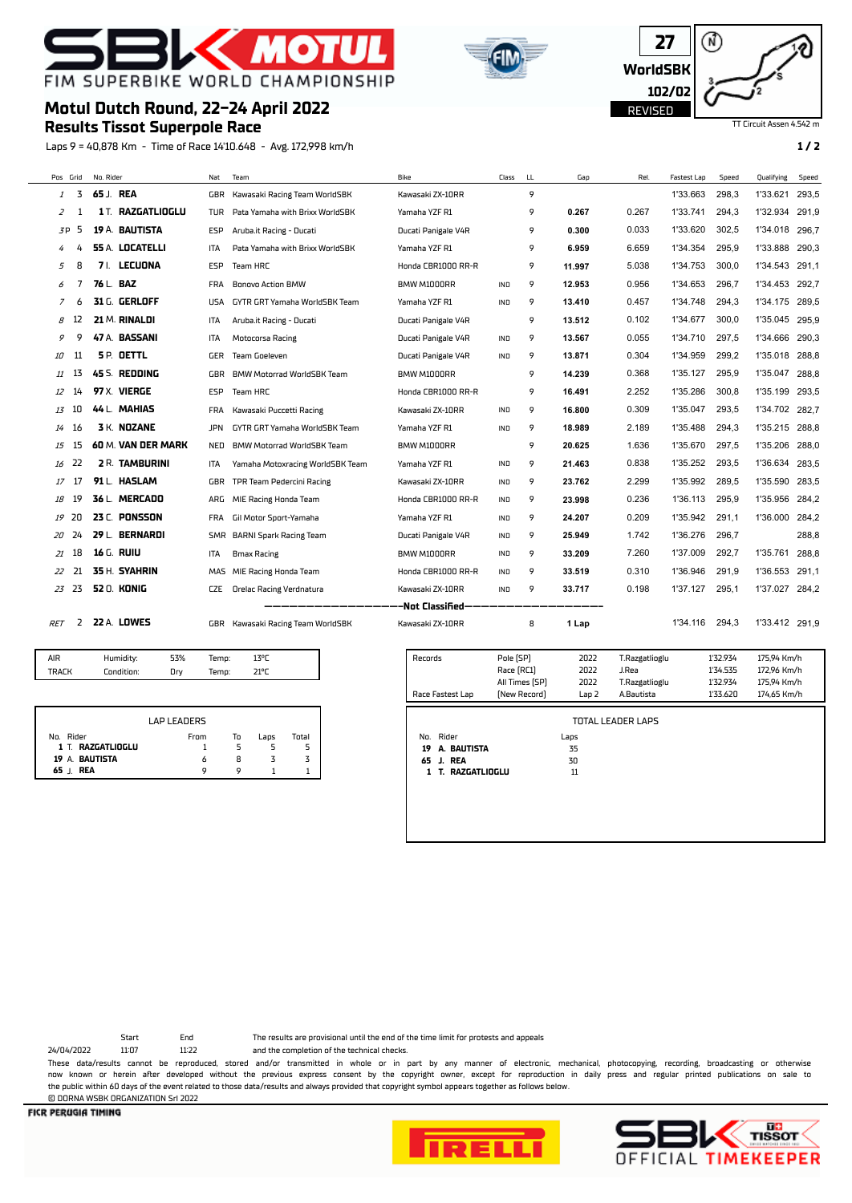# SBK MOTUL FIM SUPERBIKE WORLD CHAMPIONSHIP

27
WorldSBK
102/02
REVISED

TT Circuit Assen 4.542 m

## Motul Dutch Round, 22-24 April 2022
## Results Tissot Superpole Race

Laps 9 = 40,878 Km - Time of Race 14'10.648 - Avg. 172,998 km/h

| Pos | Grid | No. Rider | Nat | Team | Bike | Class | LL | Gap | Rel. | Fastest Lap | Speed | Qualifying | Speed |
|---|---|---|---|---|---|---|---|---|---|---|---|---|---|
| 1 | 3 | **65** J. **REA** | GBR | Kawasaki Racing Team WorldSBK | Kawasaki ZX-10RR | | 9 | | | 1'33.663 | 298,3 | 1'33.621 | 293,5 |
| 2 | 1 | **1** T. **RAZGATLIOGLU** | TUR | Pata Yamaha with Brixx WorldSBK | Yamaha YZF R1 | | 9 | **0.267** | 0.267 | 1'33.741 | 294,3 | 1'32.934 | 291,9 |
| 3P | 5 | **19** A. **BAUTISTA** | ESP | Aruba.it Racing - Ducati | Ducati Panigale V4R | | 9 | **0.300** | 0.033 | 1'33.620 | 302,5 | 1'34.018 | 296,7 |
| 4 | 4 | **55** A. **LOCATELLI** | ITA | Pata Yamaha with Brixx WorldSBK | Yamaha YZF R1 | | 9 | **6.959** | 6.659 | 1'34.354 | 295,9 | 1'33.888 | 290,3 |
| 5 | 8 | **7** I. **LECUONA** | ESP | Team HRC | Honda CBR1000 RR-R | | 9 | **11.997** | 5.038 | 1'34.753 | 300,0 | 1'34.543 | 291,1 |
| 6 | 7 | **76** L. **BAZ** | FRA | Bonovo Action BMW | BMW M1000RR | IND | 9 | **12.953** | 0.956 | 1'34.653 | 296,7 | 1'34.453 | 292,7 |
| 7 | 6 | **31** G. **GERLOFF** | USA | GYTR GRT Yamaha WorldSBK Team | Yamaha YZF R1 | IND | 9 | **13.410** | 0.457 | 1'34.748 | 294,3 | 1'34.175 | 289,5 |
| 8 | 12 | **21** M. **RINALDI** | ITA | Aruba.it Racing - Ducati | Ducati Panigale V4R | | 9 | **13.512** | 0.102 | 1'34.677 | 300,0 | 1'35.045 | 295,9 |
| 9 | 9 | **47** A. **BASSANI** | ITA | Motocorsa Racing | Ducati Panigale V4R | IND | 9 | **13.567** | 0.055 | 1'34.710 | 297,5 | 1'34.666 | 290,3 |
| 10 | 11 | **5** P. **OETTL** | GER | Team Goeleven | Ducati Panigale V4R | IND | 9 | **13.871** | 0.304 | 1'34.959 | 299,2 | 1'35.018 | 288,8 |
| 11 | 13 | **45** S. **REDDING** | GBR | BMW Motorrad WorldSBK Team | BMW M1000RR | | 9 | **14.239** | 0.368 | 1'35.127 | 295,9 | 1'35.047 | 288,8 |
| 12 | 14 | **97** X. **VIERGE** | ESP | Team HRC | Honda CBR1000 RR-R | | 9 | **16.491** | 2.252 | 1'35.286 | 300,8 | 1'35.199 | 293,5 |
| 13 | 10 | **44** L. **MAHIAS** | FRA | Kawasaki Puccetti Racing | Kawasaki ZX-10RR | IND | 9 | **16.800** | 0.309 | 1'35.047 | 293,5 | 1'34.702 | 282,7 |
| 14 | 16 | **3** K. **NOZANE** | JPN | GYTR GRT Yamaha WorldSBK Team | Yamaha YZF R1 | IND | 9 | **18.989** | 2.189 | 1'35.488 | 294,3 | 1'35.215 | 288,8 |
| 15 | 15 | **60** M. **VAN DER MARK** | NED | BMW Motorrad WorldSBK Team | BMW M1000RR | | 9 | **20.625** | 1.636 | 1'35.670 | 297,5 | 1'35.206 | 288,0 |
| 16 | 22 | **2** R. **TAMBURINI** | ITA | Yamaha Motoxracing WorldSBK Team | Yamaha YZF R1 | IND | 9 | **21.463** | 0.838 | 1'35.252 | 293,5 | 1'36.634 | 283,5 |
| 17 | 17 | **91** L. **HASLAM** | GBR | TPR Team Pedercini Racing | Kawasaki ZX-10RR | IND | 9 | **23.762** | 2.299 | 1'35.992 | 289,5 | 1'35.590 | 283,5 |
| 18 | 19 | **36** L. **MERCADO** | ARG | MIE Racing Honda Team | Honda CBR1000 RR-R | IND | 9 | **23.998** | 0.236 | 1'36.113 | 295,9 | 1'35.956 | 284,2 |
| 19 | 20 | **23** C. **PONSSON** | FRA | Gil Motor Sport-Yamaha | Yamaha YZF R1 | IND | 9 | **24.207** | 0.209 | 1'35.942 | 291,1 | 1'36.000 | 284,2 |
| 20 | 24 | **29** L. **BERNARDI** | SMR | BARNI Spark Racing Team | Ducati Panigale V4R | IND | 9 | **25.949** | 1.742 | 1'36.276 | 296,7 | | 288,8 |
| 21 | 18 | **16** G. **RUIU** | ITA | Bmax Racing | BMW M1000RR | IND | 9 | **33.209** | 7.260 | 1'37.009 | 292,7 | 1'35.761 | 288,8 |
| 22 | 21 | **35** H. **SYAHRIN** | MAS | MIE Racing Honda Team | Honda CBR1000 RR-R | IND | 9 | **33.519** | 0.310 | 1'36.946 | 291,9 | 1'36.553 | 291,1 |
| 23 | 23 | **52** O. **KONIG** | CZE | Orelac Racing Verdnatura | Kawasaki ZX-10RR | IND | 9 | **33.717** | 0.198 | 1'37.127 | 295,1 | 1'37.027 | 284,2 |
| | | | | **Not Classified** | | | | | | | | | |
| RET | 2 | **22** A. **LOWES** | GBR | Kawasaki Racing Team WorldSBK | Kawasaki ZX-10RR | | 8 | **1 Lap** | | 1'34.116 | 294,3 | 1'33.412 | 291,9 |

| | | | | |
|---|---|---|---|---|
| AIR | Humidity: | 53% | Temp: | 13°C |
| TRACK | Condition: | Dry | Temp: | 21°C |

| Records | | | | | |
|---|---|---|---|---|---|
| | Pole [SP] | 2022 | T.Razgatlioglu | 1'32.934 | 175,94 Km/h |
| | Race [RC1] | 2022 | J.Rea | 1'34.535 | 172,96 Km/h |
| | All Times [SP] | 2022 | T.Razgatlioglu | 1'32.934 | 175,94 Km/h |
| Race Fastest Lap | [New Record] | Lap 2 | A.Bautista | 1'33.620 | 174,65 Km/h |

**LAP LEADERS**

| No. Rider | From | To | Laps | Total |
|---|---|---|---|---|
| **1** T. **RAZGATLIOGLU** | 1 | 5 | 5 | 5 |
| **19** A. **BAUTISTA** | 6 | 8 | 3 | 3 |
| **65** J. **REA** | 9 | 9 | 1 | 1 |

**TOTAL LEADER LAPS**

| No. Rider | Laps |
|---|---|
| **19** A. **BAUTISTA** | 35 |
| **65** J. **REA** | 30 |
| **1** T. **RAZGATLIOGLU** | 11 |

| | Start | End |
|---|---|---|
| 24/04/2022 | 11:07 | 11:22 |

The results are provisional until the end of the time limit for protests and appeals and the completion of the technical checks.

These data/results cannot be reproduced, stored and/or transmitted in whole or in part by any manner of electronic, mechanical, photocopying, recording, broadcasting or otherwise now known or herein after developed without the previous express consent by the copyright owner, except for reproduction in daily press and regular printed publications on sale to the public within 60 days of the event related to those data/results and always provided that copyright symbol appears together as follows below.
© DORNA WSBK ORGANIZATION Srl 2022

FICR PERUGIA TIMING

PIRELLI

SBK TISSOT OFFICIAL TIMEKEEPER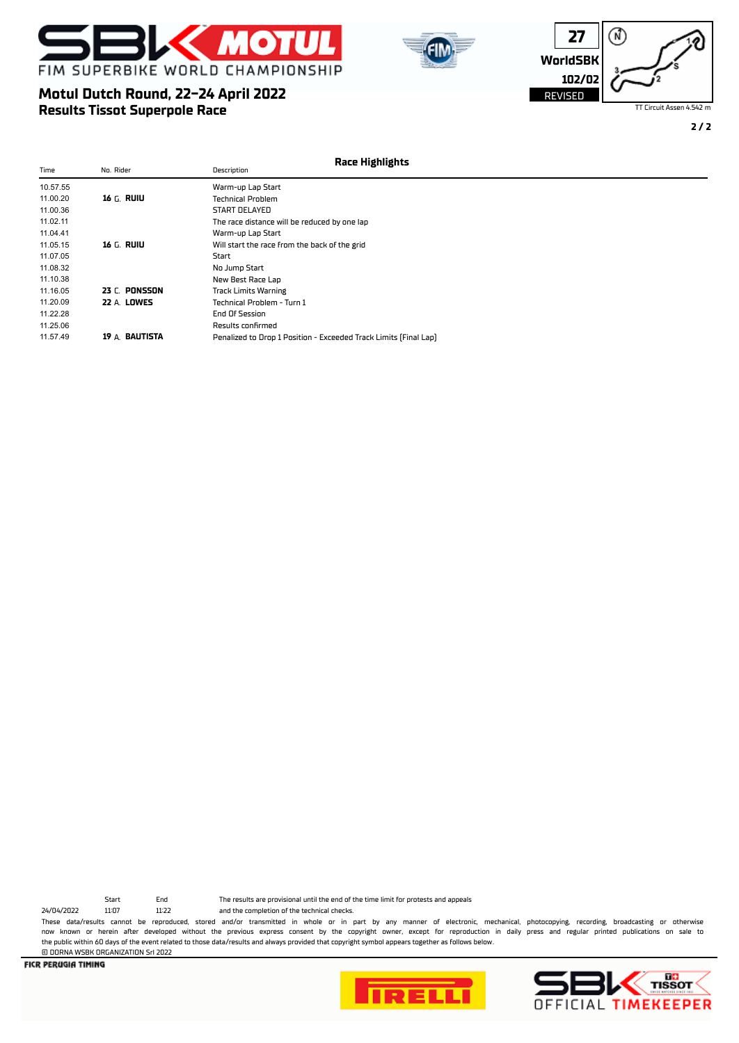# Motul Dutch Round, 22-24 April 2022

## Results Tissot Superpole Race

27 WorldSBK 102/02 REVISED

TT Circuit Assen 4.542 m

### Race Highlights

| Time | No. Rider | Description |
|---|---|---|
| 10.57.55 | | Warm-up Lap Start |
| 11.00.20 | **16** G. **RUIU** | Technical Problem |
| 11.00.36 | | START DELAYED |
| 11.02.11 | | The race distance will be reduced by one lap |
| 11.04.41 | | Warm-up Lap Start |
| 11.05.15 | **16** G. **RUIU** | Will start the race from the back of the grid |
| 11.07.05 | | Start |
| 11.08.32 | | No Jump Start |
| 11.10.38 | | New Best Race Lap |
| 11.16.05 | **23** C. **PONSSON** | Track Limits Warning |
| 11.20.09 | **22** A. **LOWES** | Technical Problem - Turn 1 |
| 11.22.28 | | End Of Session |
| 11.25.06 | | Results confirmed |
| 11.57.49 | **19** A. **BAUTISTA** | Penalized to Drop 1 Position - Exceeded Track Limits (Final Lap) |

| | Start | End |
|---|---|---|
| 24/04/2022 | 11:07 | 11:22 |

The results are provisional until the end of the time limit for protests and appeals and the completion of the technical checks.

These data/results cannot be reproduced, stored and/or transmitted in whole or in part by any manner of electronic, mechanical, photocopying, recording, broadcasting or otherwise now known or herein after developed without the previous express consent by the copyright owner, except for reproduction in daily press and regular printed publications on sale to the public within 60 days of the event related to those data/results and always provided that copyright symbol appears together as follows below.

© DORNA WSBK ORGANIZATION Srl 2022

FICR PERUGIA TIMING

OFFICIAL TIMEKEEPER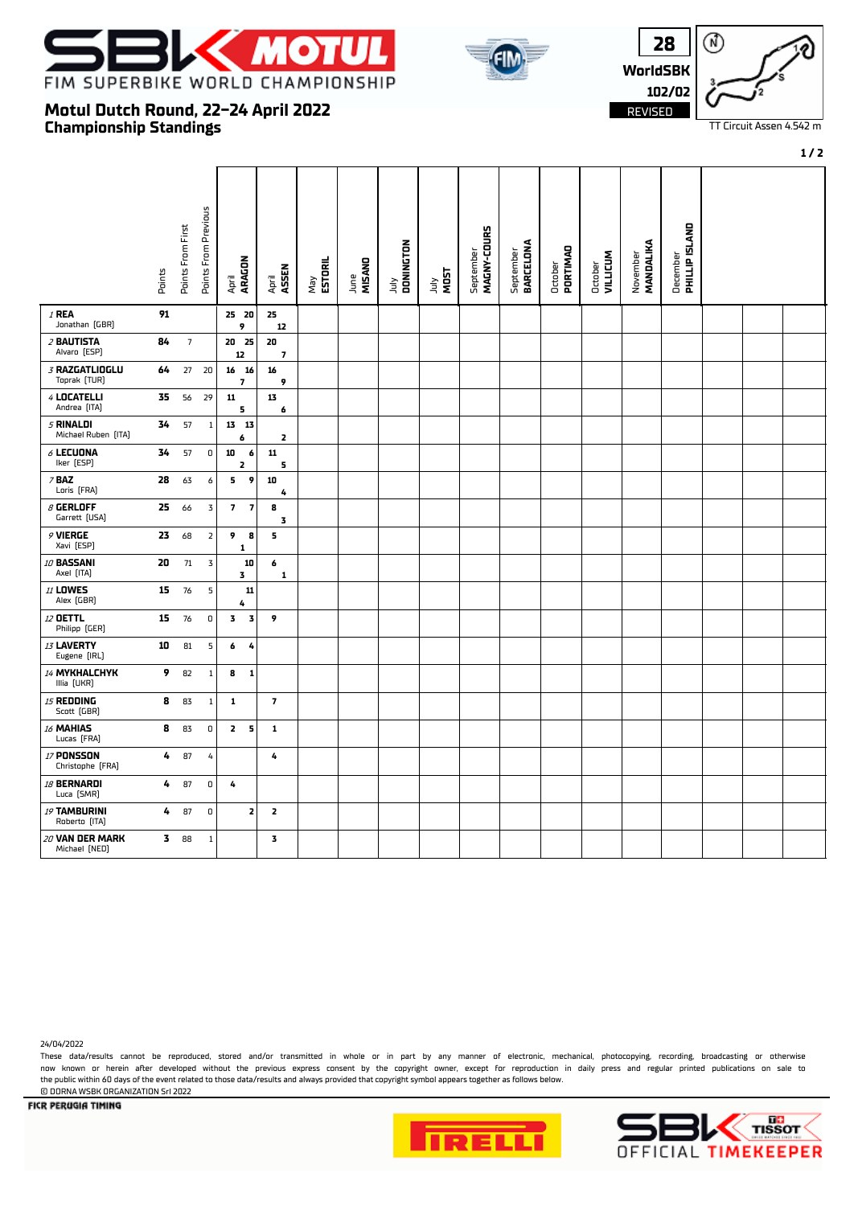# FIM SUPERBIKE WORLD CHAMPIONSHIP

## Motul Dutch Round, 22-24 April 2022
## Championship Standings

28 WorldSBK 102/02 REVISED

TT Circuit Assen 4.542 m

| | Points | Points From First | Points From Previous | April ARAGON | April ASSEN | May ESTORIL | June MISANO | July DONINGTON | July MOST | September MAGNY-COURS | September BARCELONA | October PORTIMAO | October VILLICUM | November MANDALIKA | December PHILLIP ISLAND |
|---|---|---|---|---|---|---|---|---|---|---|---|---|---|---|---|
| 1 REA Jonathan [GBR] | 91 | | | 25 20 9 | 25 12 | | | | | | | | | | |
| 2 BAUTISTA Alvaro [ESP] | 84 | 7 | | 20 25 12 | 20 7 | | | | | | | | | | |
| 3 RAZGATLIOGLU Toprak [TUR] | 64 | 27 | 20 | 16 16 7 | 16 9 | | | | | | | | | | |
| 4 LOCATELLI Andrea [ITA] | 35 | 56 | 29 | 11 5 | 13 6 | | | | | | | | | | |
| 5 RINALDI Michael Ruben [ITA] | 34 | 57 | 1 | 13 13 6 | 2 | | | | | | | | | | |
| 6 LECUONA Iker [ESP] | 34 | 57 | 0 | 10 6 2 | 11 5 | | | | | | | | | | |
| 7 BAZ Loris [FRA] | 28 | 63 | 6 | 5 9 | 10 4 | | | | | | | | | | |
| 8 GERLOFF Garrett [USA] | 25 | 66 | 3 | 7 7 | 8 3 | | | | | | | | | | |
| 9 VIERGE Xavi [ESP] | 23 | 68 | 2 | 9 8 1 | 5 | | | | | | | | | | |
| 10 BASSANI Axel [ITA] | 20 | 71 | 3 | 10 3 | 6 1 | | | | | | | | | | |
| 11 LOWES Alex [GBR] | 15 | 76 | 5 | 11 4 | | | | | | | | | | | |
| 12 OETTL Philipp [GER] | 15 | 76 | 0 | 3 3 | 9 | | | | | | | | | | |
| 13 LAVERTY Eugene [IRL] | 10 | 81 | 5 | 6 4 | | | | | | | | | | | |
| 14 MYKHALCHYK Illia [UKR] | 9 | 82 | 1 | 8 1 | | | | | | | | | | | |
| 15 REDDING Scott [GBR] | 8 | 83 | 1 | 1 | 7 | | | | | | | | | | |
| 16 MAHIAS Lucas [FRA] | 8 | 83 | 0 | 2 5 | 1 | | | | | | | | | | |
| 17 PONSSON Christophe [FRA] | 4 | 87 | 4 | | 4 | | | | | | | | | | |
| 18 BERNARDI Luca [SMR] | 4 | 87 | 0 | 4 | | | | | | | | | | | |
| 19 TAMBURINI Roberto [ITA] | 4 | 87 | 0 | 2 | 2 | | | | | | | | | | |
| 20 VAN DER MARK Michael [NED] | 3 | 88 | 1 | | 3 | | | | | | | | | | |

24/04/2022

These data/results cannot be reproduced, stored and/or transmitted in whole or in part by any manner of electronic, mechanical, photocopying, recording, broadcasting or otherwise now known or herein after developed without the previous express consent by the copyright owner, except for reproduction in daily press and regular printed publications on sale to the public within 60 days of the event related to those data/results and always provided that copyright symbol appears together as follows below.

© DORNA WSBK ORGANIZATION Srl 2022

FICR PERUGIA TIMING

SBK OFFICIAL TIMEKEEPER TISSOT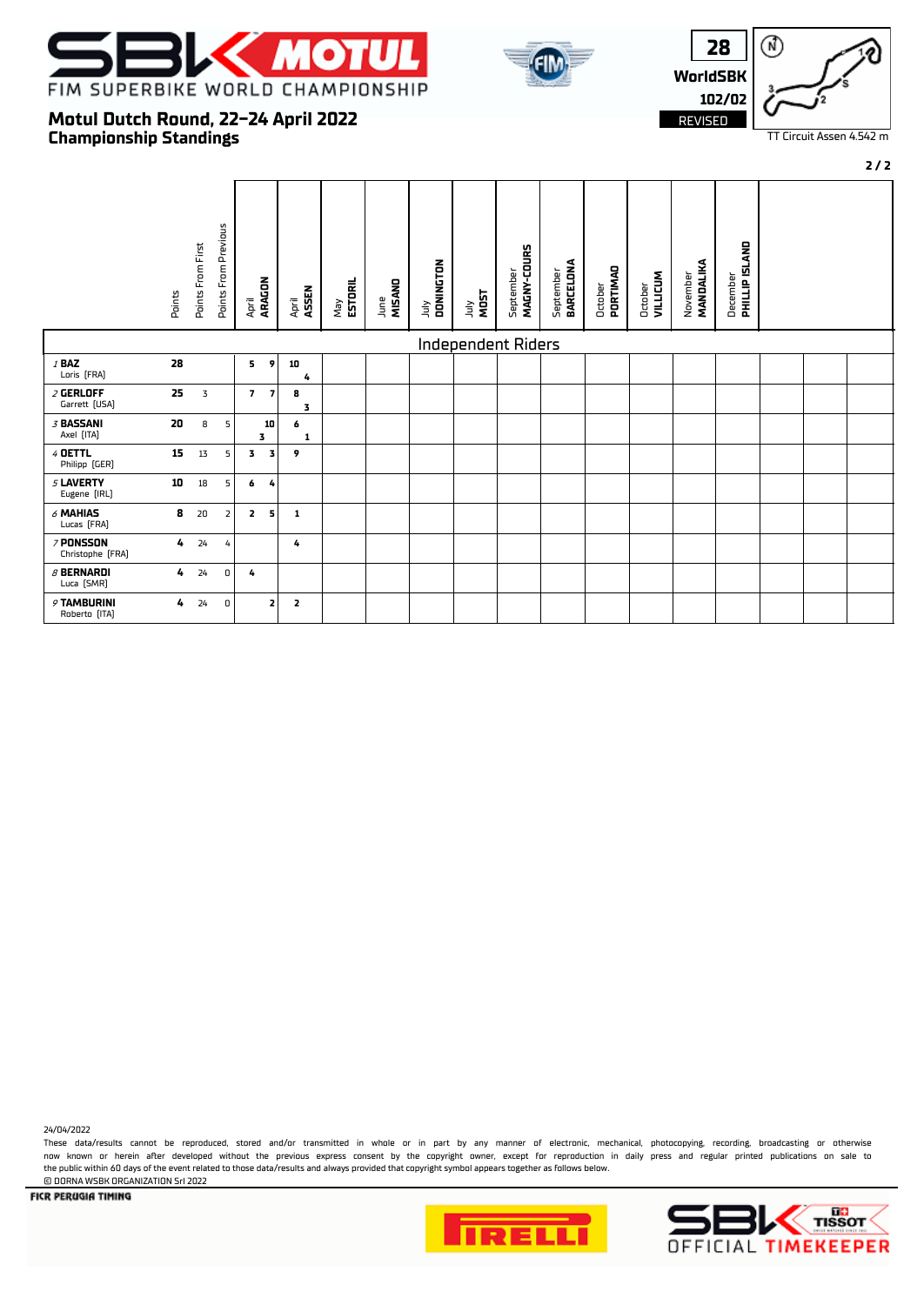# Motul Dutch Round, 22-24 April 2022

## Championship Standings

28 WorldSBK 102/02 REVISED

TT Circuit Assen 4.542 m

| | Points | Points From First | Points From Previous | April ARAGON | | April ASSEN | | May ESTORIL | June MISANO | July DONINGTON | July MOST | September MAGNY-COURS | September BARCELONA | October PORTIMAO | October VILLICUM | November MANDALIKA | December PHILLIP ISLAND |
|---|---|---|---|---|---|---|---|---|---|---|---|---|---|---|---|---|---|
| **Independent Riders** | | | | | | | | | | | | | | | | | |
| 1 **BAZ** Loris [FRA] | 28 | | | 5 | 9 | 10 | 4 | | | | | | | | | | |
| 2 **GERLOFF** Garrett [USA] | 25 | 3 | | 7 | 7 | 8 | 3 | | | | | | | | | | |
| 3 **BASSANI** Axel [ITA] | 20 | 8 | 5 | 3 | 10 | 6 | 1 | | | | | | | | | | |
| 4 **OETTL** Philipp [GER] | 15 | 13 | 5 | 3 | 3 | 9 | | | | | | | | | | | |
| 5 **LAVERTY** Eugene [IRL] | 10 | 18 | 5 | 6 | 4 | | | | | | | | | | | | |
| 6 **MAHIAS** Lucas [FRA] | 8 | 20 | 2 | 2 | 5 | 1 | | | | | | | | | | | |
| 7 **PONSSON** Christophe [FRA] | 4 | 24 | 4 | | | 4 | | | | | | | | | | | |
| 8 **BERNARDI** Luca [SMR] | 4 | 24 | 0 | 4 | | | | | | | | | | | | | |
| 9 **TAMBURINI** Roberto [ITA] | 4 | 24 | 0 | | 2 | 2 | | | | | | | | | | | |

24/04/2022

These data/results cannot be reproduced, stored and/or transmitted in whole or in part by any manner of electronic, mechanical, photocopying, recording, broadcasting or otherwise now known or herein after developed without the previous express consent by the copyright owner, except for reproduction in daily press and regular printed publications on sale to the public within 60 days of the event related to those data/results and always provided that copyright symbol appears together as follows below.

© DORNA WSBK ORGANIZATION Srl 2022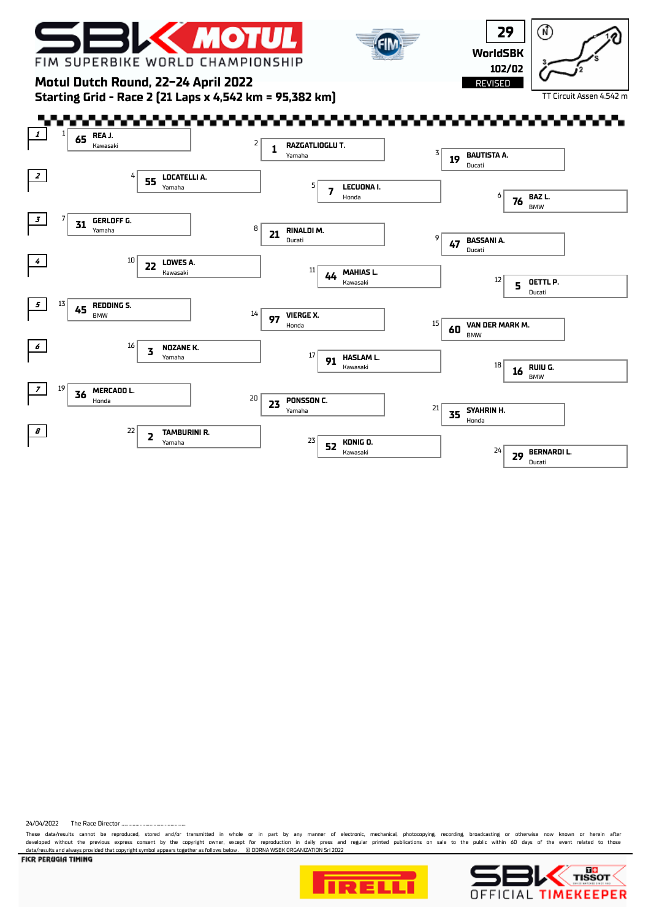# FIM SUPERBIKE WORLD CHAMPIONSHIP

**29**

**WorldSBK**

**102/02**

REVISED

TT Circuit Assen 4.542 m

## Motul Dutch Round, 22-24 April 2022

## Starting Grid - Race 2 (21 Laps x 4,542 km = 95,382 km)

| Row | Pos | No. | Rider | Manufacturer |
|---|---|---|---|---|
| 1 | 1 | 65 | REA J. | Kawasaki |
| 1 | 2 | 1 | RAZGATLIOGLU T. | Yamaha |
| 1 | 3 | 19 | BAUTISTA A. | Ducati |
| 2 | 4 | 55 | LOCATELLI A. | Yamaha |
| 2 | 5 | 7 | LECUONA I. | Honda |
| 2 | 6 | 76 | BAZ L. | BMW |
| 3 | 7 | 31 | GERLOFF G. | Yamaha |
| 3 | 8 | 21 | RINALDI M. | Ducati |
| 3 | 9 | 47 | BASSANI A. | Ducati |
| 4 | 10 | 22 | LOWES A. | Kawasaki |
| 4 | 11 | 44 | MAHIAS L. | Kawasaki |
| 4 | 12 | 5 | OETTL P. | Ducati |
| 5 | 13 | 45 | REDDING S. | BMW |
| 5 | 14 | 97 | VIERGE X. | Honda |
| 5 | 15 | 60 | VAN DER MARK M. | BMW |
| 6 | 16 | 3 | NOZANE K. | Yamaha |
| 6 | 17 | 91 | HASLAM L. | Kawasaki |
| 6 | 18 | 16 | RUIU G. | BMW |
| 7 | 19 | 36 | MERCADO L. | Honda |
| 7 | 20 | 23 | PONSSON C. | Yamaha |
| 7 | 21 | 35 | SYAHRIN H. | Honda |
| 8 | 22 | 2 | TAMBURINI R. | Yamaha |
| 8 | 23 | 52 | KONIG O. | Kawasaki |
| 8 | 24 | 29 | BERNARDI L. | Ducati |

24/04/2022 The Race Director ..............................................

These data/results cannot be reproduced, stored and/or transmitted in whole or in part by any manner of electronic, mechanical, photocopying, recording, broadcasting or otherwise now known or herein after developed without the previous express consent by the copyright owner, except for reproduction in daily press and regular printed publications on sale to the public within 60 days of the event related to those data/results and always provided that copyright symbol appears together as follows below. © DORNA WSBK ORGANIZATION Srl 2022

FICR PERUGIA TIMING

OFFICIAL TIMEKEEPER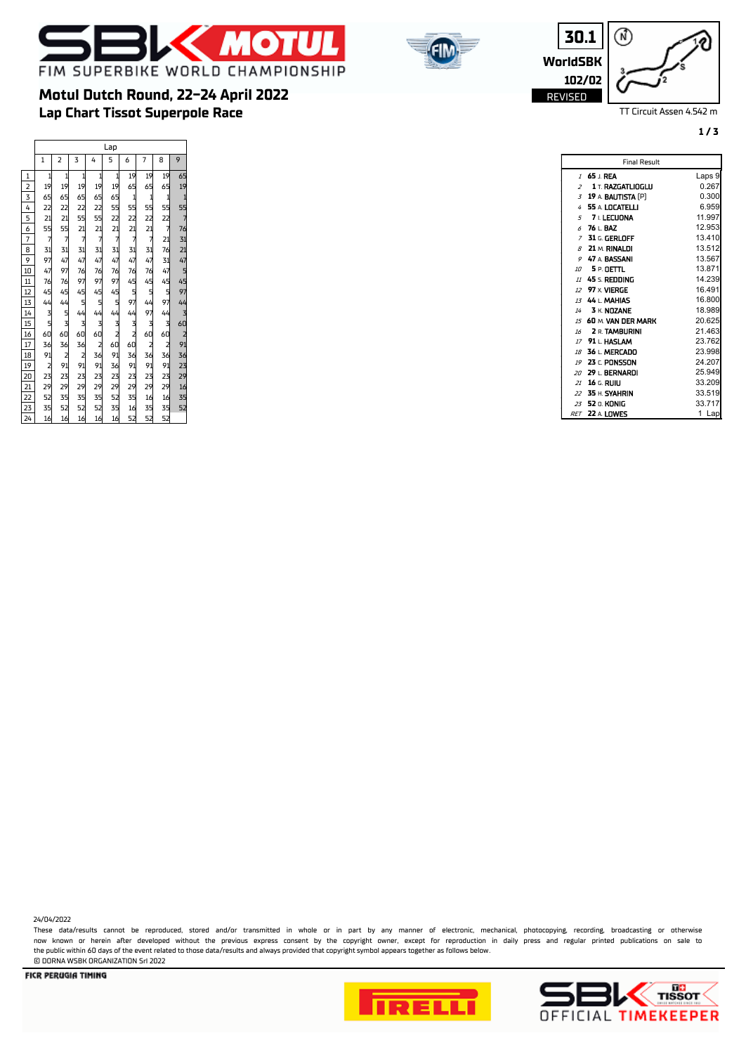# FIM SUPERBIKE WORLD CHAMPIONSHIP

## Motul Dutch Round, 22-24 April 2022
## Lap Chart Tissot Superpole Race

30.1
WorldSBK
102/02
REVISED

TT Circuit Assen 4.542 m

| | Lap 1 | 2 | 3 | 4 | 5 | 6 | 7 | 8 | 9 |
|---|---|---|---|---|---|---|---|---|---|
| 1 | 1 | 1 | 1 | 1 | 1 | 19 | 19 | 19 | 65 |
| 2 | 19 | 19 | 19 | 19 | 19 | 65 | 65 | 65 | 19 |
| 3 | 65 | 65 | 65 | 65 | 65 | 1 | 1 | 1 | 1 |
| 4 | 22 | 22 | 22 | 22 | 55 | 55 | 55 | 55 | 55 |
| 5 | 21 | 21 | 55 | 55 | 22 | 22 | 22 | 22 | 7 |
| 6 | 55 | 55 | 21 | 21 | 21 | 21 | 21 | 7 | 76 |
| 7 | 7 | 7 | 7 | 7 | 7 | 7 | 7 | 21 | 31 |
| 8 | 31 | 31 | 31 | 31 | 31 | 31 | 31 | 76 | 21 |
| 9 | 97 | 47 | 47 | 47 | 47 | 47 | 47 | 31 | 47 |
| 10 | 47 | 97 | 76 | 76 | 76 | 76 | 76 | 47 | 5 |
| 11 | 76 | 76 | 97 | 97 | 97 | 45 | 45 | 45 | 45 |
| 12 | 45 | 45 | 45 | 45 | 45 | 5 | 5 | 5 | 97 |
| 13 | 44 | 44 | 5 | 5 | 5 | 97 | 44 | 97 | 44 |
| 14 | 3 | 5 | 44 | 44 | 44 | 44 | 97 | 44 | 3 |
| 15 | 5 | 3 | 3 | 3 | 3 | 3 | 3 | 3 | 60 |
| 16 | 60 | 60 | 60 | 60 | 2 | 2 | 60 | 60 | 2 |
| 17 | 36 | 36 | 36 | 2 | 60 | 60 | 2 | 2 | 91 |
| 18 | 91 | 2 | 2 | 36 | 91 | 36 | 36 | 36 | 36 |
| 19 | 2 | 91 | 91 | 91 | 36 | 91 | 91 | 91 | 23 |
| 20 | 23 | 23 | 23 | 23 | 23 | 23 | 23 | 23 | 29 |
| 21 | 29 | 29 | 29 | 29 | 29 | 29 | 29 | 29 | 16 |
| 22 | 52 | 35 | 35 | 35 | 52 | 35 | 16 | 16 | 35 |
| 23 | 35 | 52 | 52 | 52 | 35 | 16 | 35 | 35 | 52 |
| 24 | 16 | 16 | 16 | 16 | 16 | 52 | 52 | 52 | |

| Final Result | | |
|---|---|---|
| 1 | 65 J. REA | Laps 9 |
| 2 | 1 T. RAZGATLIOGLU | 0.267 |
| 3 | 19 A. BAUTISTA [P] | 0.300 |
| 4 | 55 A. LOCATELLI | 6.959 |
| 5 | 7 I. LECUONA | 11.997 |
| 6 | 76 L. BAZ | 12.953 |
| 7 | 31 G. GERLOFF | 13.410 |
| 8 | 21 M. RINALDI | 13.512 |
| 9 | 47 A. BASSANI | 13.567 |
| 10 | 5 P. OETTL | 13.871 |
| 11 | 45 S. REDDING | 14.239 |
| 12 | 97 X. VIERGE | 16.491 |
| 13 | 44 L. MAHIAS | 16.800 |
| 14 | 3 K. NOZANE | 18.989 |
| 15 | 60 M. VAN DER MARK | 20.625 |
| 16 | 2 R. TAMBURINI | 21.463 |
| 17 | 91 L. HASLAM | 23.762 |
| 18 | 36 L. MERCADO | 23.998 |
| 19 | 23 C. PONSSON | 24.207 |
| 20 | 29 L. BERNARDI | 25.949 |
| 21 | 16 G. RUIU | 33.209 |
| 22 | 35 H. SYAHRIN | 33.519 |
| 23 | 52 O. KONIG | 33.717 |
| RET | 22 A. LOWES | 1 Lap |

24/04/2022

These data/results cannot be reproduced, stored and/or transmitted in whole or in part by any manner of electronic, mechanical, photocopying, recording, broadcasting or otherwise now known or herein after developed without the previous express consent by the copyright owner, except for reproduction in daily press and regular printed publications on sale to the public within 60 days of the event related to those data/results and always provided that copyright symbol appears together as follows below.

© DORNA WSBK ORGANIZATION Srl 2022

FICR PERUGIA TIMING

OFFICIAL TIMEKEEPER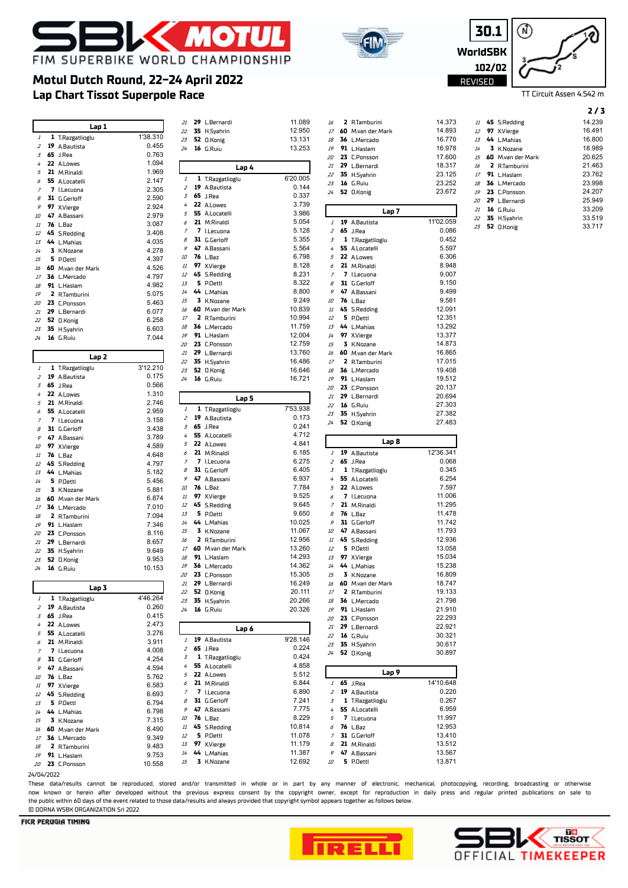# Motul Dutch Round, 22-24 April 2022

## Lap Chart Tissot Superpole Race

30.1 WorldSBK 102/02 REVISED

TT Circuit Assen 4.542 m

**Lap 1**

| Pos | No | Rider | Time/Gap |
|---|---|---|---|
| 1 | 1 | T.Razgatlioglu | 1'38.310 |
| 2 | 19 | A.Bautista | 0.455 |
| 3 | 65 | J.Rea | 0.763 |
| 4 | 22 | A.Lowes | 1.094 |
| 5 | 21 | M.Rinaldi | 1.969 |
| 6 | 55 | A.Locatelli | 2.147 |
| 7 | 7 | I.Lecuona | 2.305 |
| 8 | 31 | G.Gerloff | 2.590 |
| 9 | 97 | X.Vierge | 2.924 |
| 10 | 47 | A.Bassani | 2.979 |
| 11 | 76 | L.Baz | 3.087 |
| 12 | 45 | S.Redding | 3.408 |
| 13 | 44 | L.Mahias | 4.035 |
| 14 | 3 | K.Nozane | 4.278 |
| 15 | 5 | P.Oettl | 4.397 |
| 16 | 60 | M.van der Mark | 4.526 |
| 17 | 36 | L.Mercado | 4.797 |
| 18 | 91 | L.Haslam | 4.982 |
| 19 | 2 | R.Tamburini | 5.075 |
| 20 | 23 | C.Ponsson | 5.463 |
| 21 | 29 | L.Bernardi | 6.077 |
| 22 | 52 | O.Konig | 6.258 |
| 23 | 35 | H.Syahrin | 6.603 |
| 24 | 16 | G.Ruiu | 7.044 |

**Lap 2**

| Pos | No | Rider | Time/Gap |
|---|---|---|---|
| 1 | 1 | T.Razgatlioglu | 3'12.210 |
| 2 | 19 | A.Bautista | 0.175 |
| 3 | 65 | J.Rea | 0.566 |
| 4 | 22 | A.Lowes | 1.310 |
| 5 | 21 | M.Rinaldi | 2.746 |
| 6 | 55 | A.Locatelli | 2.959 |
| 7 | 7 | I.Lecuona | 3.158 |
| 8 | 31 | G.Gerloff | 3.438 |
| 9 | 47 | A.Bassani | 3.789 |
| 10 | 97 | X.Vierge | 4.589 |
| 11 | 76 | L.Baz | 4.648 |
| 12 | 45 | S.Redding | 4.797 |
| 13 | 44 | L.Mahias | 5.182 |
| 14 | 5 | P.Oettl | 5.456 |
| 15 | 3 | K.Nozane | 5.881 |
| 16 | 60 | M.van der Mark | 6.874 |
| 17 | 36 | L.Mercado | 7.010 |
| 18 | 2 | R.Tamburini | 7.094 |
| 19 | 91 | L.Haslam | 7.346 |
| 20 | 23 | C.Ponsson | 8.116 |
| 21 | 29 | L.Bernardi | 8.657 |
| 22 | 35 | H.Syahrin | 9.649 |
| 23 | 52 | O.Konig | 9.953 |
| 24 | 16 | G.Ruiu | 10.153 |

**Lap 3**

| Pos | No | Rider | Time/Gap |
|---|---|---|---|
| 1 | 1 | T.Razgatlioglu | 4'46.264 |
| 2 | 19 | A.Bautista | 0.260 |
| 3 | 65 | J.Rea | 0.415 |
| 4 | 22 | A.Lowes | 2.473 |
| 5 | 55 | A.Locatelli | 3.276 |
| 6 | 21 | M.Rinaldi | 3.911 |
| 7 | 7 | I.Lecuona | 4.008 |
| 8 | 31 | G.Gerloff | 4.254 |
| 9 | 47 | A.Bassani | 4.594 |
| 10 | 76 | L.Baz | 5.762 |
| 11 | 97 | X.Vierge | 6.583 |
| 12 | 45 | S.Redding | 6.693 |
| 13 | 5 | P.Oettl | 6.794 |
| 14 | 44 | L.Mahias | 6.798 |
| 15 | 3 | K.Nozane | 7.315 |
| 16 | 60 | M.van der Mark | 8.490 |
| 17 | 36 | L.Mercado | 9.349 |
| 18 | 2 | R.Tamburini | 9.483 |
| 19 | 91 | L.Haslam | 9.753 |
| 20 | 23 | C.Ponsson | 10.558 |
| 21 | 29 | L.Bernardi | 11.089 |
| 22 | 35 | H.Syahrin | 12.950 |
| 23 | 52 | O.Konig | 13.131 |
| 24 | 16 | G.Ruiu | 13.253 |

**Lap 4**

| Pos | No | Rider | Time/Gap |
|---|---|---|---|
| 1 | 1 | T.Razgatlioglu | 6'20.005 |
| 2 | 19 | A.Bautista | 0.144 |
| 3 | 65 | J.Rea | 0.337 |
| 4 | 22 | A.Lowes | 3.739 |
| 5 | 55 | A.Locatelli | 3.986 |
| 6 | 21 | M.Rinaldi | 5.054 |
| 7 | 7 | I.Lecuona | 5.128 |
| 8 | 31 | G.Gerloff | 5.355 |
| 9 | 47 | A.Bassani | 5.564 |
| 10 | 76 | L.Baz | 6.798 |
| 11 | 97 | X.Vierge | 8.128 |
| 12 | 45 | S.Redding | 8.231 |
| 13 | 5 | P.Oettl | 8.322 |
| 14 | 44 | L.Mahias | 8.800 |
| 15 | 3 | K.Nozane | 9.249 |
| 16 | 60 | M.van der Mark | 10.839 |
| 17 | 2 | R.Tamburini | 10.994 |
| 18 | 36 | L.Mercado | 11.759 |
| 19 | 91 | L.Haslam | 12.004 |
| 20 | 23 | C.Ponsson | 12.759 |
| 21 | 29 | L.Bernardi | 13.760 |
| 22 | 35 | H.Syahrin | 16.486 |
| 23 | 52 | O.Konig | 16.646 |
| 24 | 16 | G.Ruiu | 16.721 |

**Lap 5**

| Pos | No | Rider | Time/Gap |
|---|---|---|---|
| 1 | 1 | T.Razgatlioglu | 7'53.938 |
| 2 | 19 | A.Bautista | 0.173 |
| 3 | 65 | J.Rea | 0.241 |
| 4 | 55 | A.Locatelli | 4.712 |
| 5 | 22 | A.Lowes | 4.841 |
| 6 | 21 | M.Rinaldi | 6.185 |
| 7 | 7 | I.Lecuona | 6.275 |
| 8 | 31 | G.Gerloff | 6.405 |
| 9 | 47 | A.Bassani | 6.937 |
| 10 | 76 | L.Baz | 7.784 |
| 11 | 97 | X.Vierge | 9.525 |
| 12 | 45 | S.Redding | 9.645 |
| 13 | 5 | P.Oettl | 9.650 |
| 14 | 44 | L.Mahias | 10.025 |
| 15 | 3 | K.Nozane | 11.067 |
| 16 | 2 | R.Tamburini | 12.956 |
| 17 | 60 | M.van der Mark | 13.260 |
| 18 | 91 | L.Haslam | 14.293 |
| 19 | 36 | L.Mercado | 14.362 |
| 20 | 23 | C.Ponsson | 15.305 |
| 21 | 29 | L.Bernardi | 16.249 |
| 22 | 52 | O.Konig | 20.111 |
| 23 | 35 | H.Syahrin | 20.266 |
| 24 | 16 | G.Ruiu | 20.326 |

**Lap 6**

| Pos | No | Rider | Time/Gap |
|---|---|---|---|
| 1 | 19 | A.Bautista | 9'28.146 |
| 2 | 65 | J.Rea | 0.224 |
| 3 | 1 | T.Razgatlioglu | 0.424 |
| 4 | 55 | A.Locatelli | 4.858 |
| 5 | 22 | A.Lowes | 5.512 |
| 6 | 21 | M.Rinaldi | 6.844 |
| 7 | 7 | I.Lecuona | 6.890 |
| 8 | 31 | G.Gerloff | 7.241 |
| 9 | 47 | A.Bassani | 7.775 |
| 10 | 76 | L.Baz | 8.229 |
| 11 | 45 | S.Redding | 10.814 |
| 12 | 5 | P.Oettl | 11.078 |
| 13 | 97 | X.Vierge | 11.179 |
| 14 | 44 | L.Mahias | 11.387 |
| 15 | 3 | K.Nozane | 12.692 |
| 16 | 2 | R.Tamburini | 14.373 |
| 17 | 60 | M.van der Mark | 14.893 |
| 18 | 36 | L.Mercado | 16.770 |
| 19 | 91 | L.Haslam | 16.978 |
| 20 | 23 | C.Ponsson | 17.600 |
| 21 | 29 | L.Bernardi | 18.317 |
| 22 | 35 | H.Syahrin | 23.125 |
| 23 | 16 | G.Ruiu | 23.252 |
| 24 | 52 | O.Konig | 23.672 |

**Lap 7**

| Pos | No | Rider | Time/Gap |
|---|---|---|---|
| 1 | 19 | A.Bautista | 11'02.059 |
| 2 | 65 | J.Rea | 0.086 |
| 3 | 1 | T.Razgatlioglu | 0.452 |
| 4 | 55 | A.Locatelli | 5.597 |
| 5 | 22 | A.Lowes | 6.306 |
| 6 | 21 | M.Rinaldi | 8.948 |
| 7 | 7 | I.Lecuona | 9.007 |
| 8 | 31 | G.Gerloff | 9.150 |
| 9 | 47 | A.Bassani | 9.499 |
| 10 | 76 | L.Baz | 9.581 |
| 11 | 45 | S.Redding | 12.091 |
| 12 | 5 | P.Oettl | 12.351 |
| 13 | 44 | L.Mahias | 13.292 |
| 14 | 97 | X.Vierge | 13.377 |
| 15 | 3 | K.Nozane | 14.873 |
| 16 | 60 | M.van der Mark | 16.865 |
| 17 | 2 | R.Tamburini | 17.015 |
| 18 | 36 | L.Mercado | 19.408 |
| 19 | 91 | L.Haslam | 19.512 |
| 20 | 23 | C.Ponsson | 20.137 |
| 21 | 29 | L.Bernardi | 20.694 |
| 22 | 16 | G.Ruiu | 27.303 |
| 23 | 35 | H.Syahrin | 27.382 |
| 24 | 52 | O.Konig | 27.483 |

**Lap 8**

| Pos | No | Rider | Time/Gap |
|---|---|---|---|
| 1 | 19 | A.Bautista | 12'36.341 |
| 2 | 65 | J.Rea | 0.068 |
| 3 | 1 | T.Razgatlioglu | 0.345 |
| 4 | 55 | A.Locatelli | 6.254 |
| 5 | 22 | A.Lowes | 7.597 |
| 6 | 7 | I.Lecuona | 11.006 |
| 7 | 21 | M.Rinaldi | 11.295 |
| 8 | 76 | L.Baz | 11.478 |
| 9 | 31 | G.Gerloff | 11.742 |
| 10 | 47 | A.Bassani | 11.793 |
| 11 | 45 | S.Redding | 12.936 |
| 12 | 5 | P.Oettl | 13.058 |
| 13 | 97 | X.Vierge | 15.034 |
| 14 | 44 | L.Mahias | 15.238 |
| 15 | 3 | K.Nozane | 16.809 |
| 16 | 60 | M.van der Mark | 18.747 |
| 17 | 2 | R.Tamburini | 19.133 |
| 18 | 36 | L.Mercado | 21.798 |
| 19 | 91 | L.Haslam | 21.910 |
| 20 | 23 | C.Ponsson | 22.293 |
| 21 | 29 | L.Bernardi | 22.921 |
| 22 | 16 | G.Ruiu | 30.321 |
| 23 | 35 | H.Syahrin | 30.617 |
| 24 | 52 | O.Konig | 30.897 |

**Lap 9**

| Pos | No | Rider | Time/Gap |
|---|---|---|---|
| 1 | 65 | J.Rea | 14'10.648 |
| 2 | 19 | A.Bautista | 0.220 |
| 3 | 1 | T.Razgatlioglu | 0.267 |
| 4 | 55 | A.Locatelli | 6.959 |
| 5 | 7 | I.Lecuona | 11.997 |
| 6 | 76 | L.Baz | 12.953 |
| 7 | 31 | G.Gerloff | 13.410 |
| 8 | 21 | M.Rinaldi | 13.512 |
| 9 | 47 | A.Bassani | 13.567 |
| 10 | 5 | P.Oettl | 13.871 |
| 11 | 45 | S.Redding | 14.239 |
| 12 | 97 | X.Vierge | 16.491 |
| 13 | 44 | L.Mahias | 16.800 |
| 14 | 3 | K.Nozane | 18.989 |
| 15 | 60 | M.van der Mark | 20.625 |
| 16 | 2 | R.Tamburini | 21.463 |
| 17 | 91 | L.Haslam | 23.762 |
| 18 | 36 | L.Mercado | 23.998 |
| 19 | 23 | C.Ponsson | 24.207 |
| 20 | 29 | L.Bernardi | 25.949 |
| 21 | 16 | G.Ruiu | 33.209 |
| 22 | 35 | H.Syahrin | 33.519 |
| 23 | 52 | O.Konig | 33.717 |

24/04/2022

These data/results cannot be reproduced, stored and/or transmitted in whole or in part by any manner of electronic, mechanical, photocopying, recording, broadcasting or otherwise now known or herein after developed without the previous express consent by the copyright owner, except for reproduction in daily press and regular printed publications on sale to the public within 60 days of the event related to those data/results and always provided that copyright symbol appears together as follows below.
© DORNA WSBK ORGANIZATION Srl 2022

FICR PERUGIA TIMING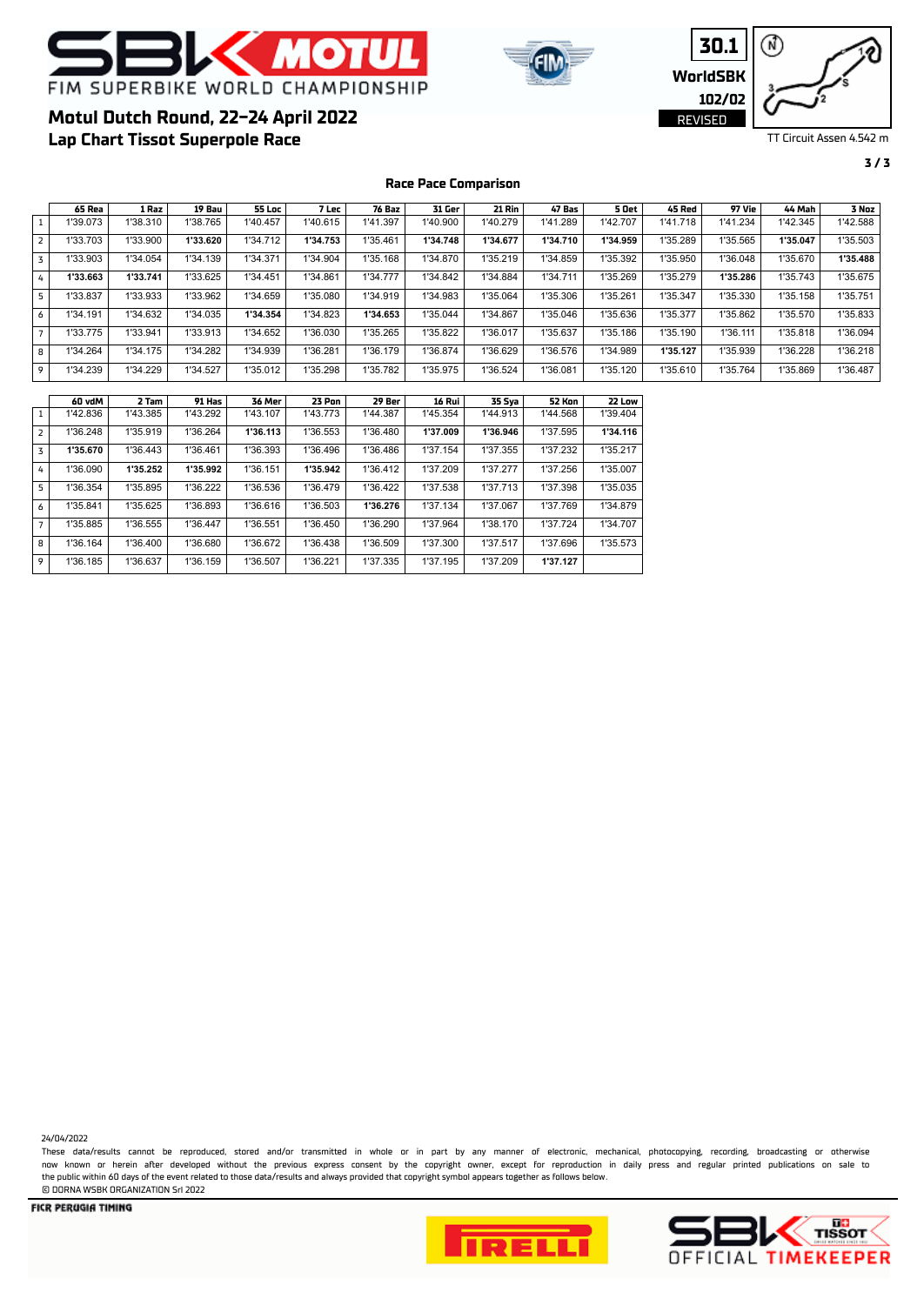# Motul Dutch Round, 22-24 April 2022

## Lap Chart Tissot Superpole Race

30.1 WorldSBK 102/02 REVISED

TT Circuit Assen 4.542 m

### Race Pace Comparison

| | 65 Rea | 1 Raz | 19 Bau | 55 Loc | 7 Lec | 76 Baz | 31 Ger | 21 Rin | 47 Bas | 5 Oet | 45 Red | 97 Vie | 44 Mah | 3 Noz |
|---|---|---|---|---|---|---|---|---|---|---|---|---|---|---|
| 1 | 1'39.073 | 1'38.310 | 1'38.765 | 1'40.457 | 1'40.615 | 1'41.397 | 1'40.900 | 1'40.279 | 1'41.289 | 1'42.707 | 1'41.718 | 1'41.234 | 1'42.345 | 1'42.588 |
| 2 | 1'33.703 | 1'33.900 | **1'33.620** | 1'34.712 | **1'34.753** | 1'35.461 | **1'34.748** | **1'34.677** | **1'34.710** | **1'34.959** | 1'35.289 | 1'35.565 | **1'35.047** | 1'35.503 |
| 3 | 1'33.903 | 1'34.054 | 1'34.139 | 1'34.371 | 1'34.904 | 1'35.168 | 1'34.870 | 1'35.219 | 1'34.859 | 1'35.392 | 1'35.950 | 1'36.048 | 1'35.670 | **1'35.488** |
| 4 | **1'33.663** | **1'33.741** | 1'33.625 | 1'34.451 | 1'34.861 | 1'34.777 | 1'34.842 | 1'34.884 | 1'34.711 | 1'35.269 | 1'35.279 | **1'35.286** | 1'35.743 | 1'35.675 |
| 5 | 1'33.837 | 1'33.933 | 1'33.962 | 1'34.659 | 1'35.080 | 1'34.919 | 1'34.983 | 1'35.064 | 1'35.306 | 1'35.261 | 1'35.347 | 1'35.330 | 1'35.158 | 1'35.751 |
| 6 | 1'34.191 | 1'34.632 | 1'34.035 | **1'34.354** | 1'34.823 | **1'34.653** | 1'35.044 | 1'34.867 | 1'35.046 | 1'35.636 | 1'35.377 | 1'35.862 | 1'35.570 | 1'35.833 |
| 7 | 1'33.775 | 1'33.941 | 1'33.913 | 1'34.652 | 1'36.030 | 1'35.265 | 1'35.822 | 1'36.017 | 1'35.637 | 1'35.186 | 1'35.190 | 1'36.111 | 1'35.818 | 1'36.094 |
| 8 | 1'34.264 | 1'34.175 | 1'34.282 | 1'34.939 | 1'36.281 | 1'36.179 | 1'36.874 | 1'36.629 | 1'36.576 | 1'34.989 | **1'35.127** | 1'35.939 | 1'36.228 | 1'36.218 |
| 9 | 1'34.239 | 1'34.229 | 1'34.527 | 1'35.012 | 1'35.298 | 1'35.782 | 1'35.975 | 1'36.524 | 1'36.081 | 1'35.120 | 1'35.610 | 1'35.764 | 1'35.869 | 1'36.487 |

| | 60 vdM | 2 Tam | 91 Has | 36 Mer | 23 Pon | 29 Ber | 16 Rui | 35 Sya | 52 Kon | 22 Low |
|---|---|---|---|---|---|---|---|---|---|---|
| 1 | 1'42.836 | 1'43.385 | 1'43.292 | 1'43.107 | 1'43.773 | 1'44.387 | 1'45.354 | 1'44.913 | 1'44.568 | 1'39.404 |
| 2 | 1'36.248 | 1'35.919 | 1'36.264 | **1'36.113** | 1'36.553 | 1'36.480 | **1'37.009** | **1'36.946** | 1'37.595 | **1'34.116** |
| 3 | **1'35.670** | 1'36.443 | 1'36.461 | 1'36.393 | 1'36.496 | 1'36.486 | 1'37.154 | 1'37.355 | 1'37.232 | 1'35.217 |
| 4 | 1'36.090 | **1'35.252** | **1'35.992** | 1'36.151 | **1'35.942** | 1'36.412 | 1'37.209 | 1'37.277 | 1'37.256 | 1'35.007 |
| 5 | 1'36.354 | 1'35.895 | 1'36.222 | 1'36.536 | 1'36.479 | 1'36.422 | 1'37.538 | 1'37.713 | 1'37.398 | 1'35.035 |
| 6 | 1'35.841 | 1'35.625 | 1'36.893 | 1'36.616 | 1'36.503 | **1'36.276** | 1'37.134 | 1'37.067 | 1'37.769 | 1'34.879 |
| 7 | 1'35.885 | 1'36.555 | 1'36.447 | 1'36.551 | 1'36.450 | 1'36.290 | 1'37.964 | 1'38.170 | 1'37.724 | 1'34.707 |
| 8 | 1'36.164 | 1'36.400 | 1'36.680 | 1'36.672 | 1'36.438 | 1'36.509 | 1'37.300 | 1'37.517 | 1'37.696 | 1'35.573 |
| 9 | 1'36.185 | 1'36.637 | 1'36.159 | 1'36.507 | 1'36.221 | 1'37.335 | 1'37.195 | 1'37.209 | **1'37.127** | |

24/04/2022

These data/results cannot be reproduced, stored and/or transmitted in whole or in part by any manner of electronic, mechanical, photocopying, recording, broadcasting or otherwise now known or herein after developed without the previous express consent by the copyright owner, except for reproduction in daily press and regular printed publications on sale to the public within 60 days of the event related to those data/results and always provided that copyright symbol appears together as follows below.
© DORNA WSBK ORGANIZATION Srl 2022

FICR PERUGIA TIMING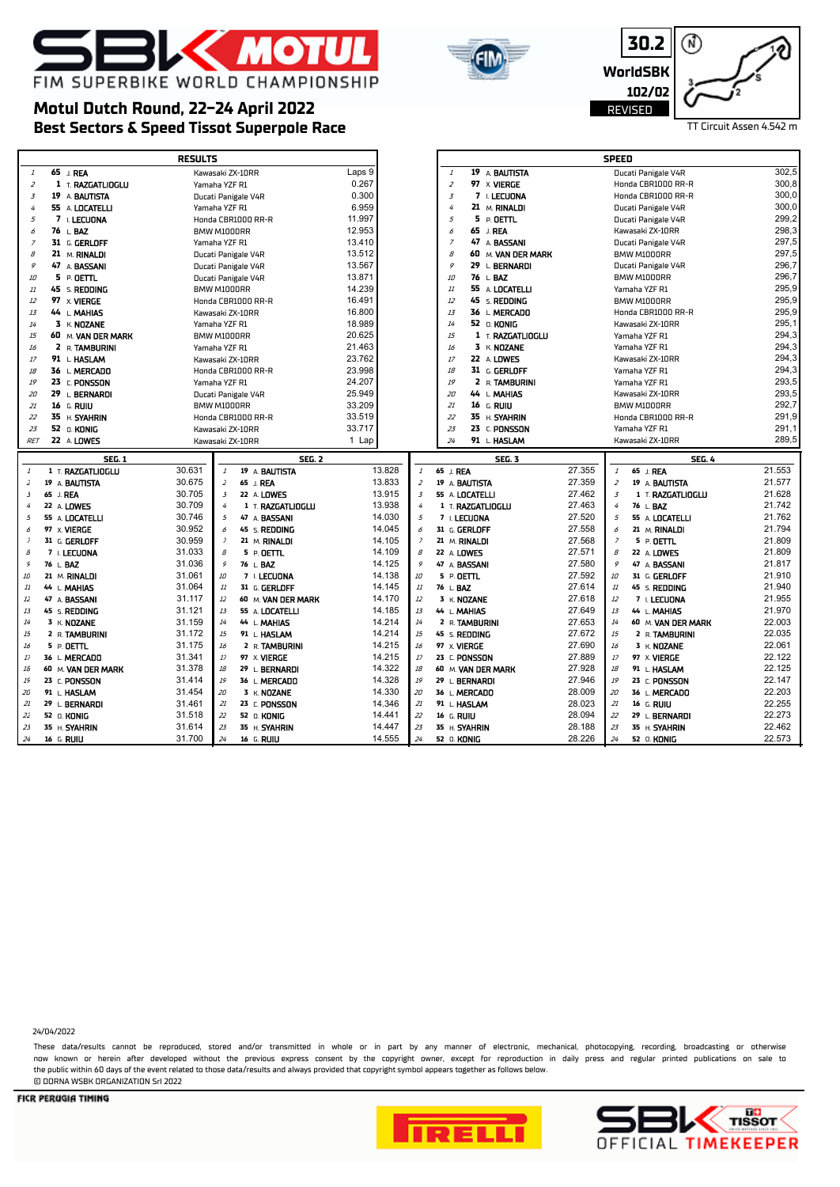# SBK MOTUL FIM SUPERBIKE WORLD CHAMPIONSHIP

## Motul Dutch Round, 22–24 April 2022
## Best Sectors & Speed Tissot Superpole Race

30.2
WorldSBK
102/02
REVISED

TT Circuit Assen 4.542 m

### RESULTS

| Pos | No | Rider | Bike | Gap |
|---|---|---|---|---|
| 1 | 65 | J. REA | Kawasaki ZX-10RR | Laps 9 |
| 2 | 1 | T. RAZGATLIOGLU | Yamaha YZF R1 | 0.267 |
| 3 | 19 | A. BAUTISTA | Ducati Panigale V4R | 0.300 |
| 4 | 55 | A. LOCATELLI | Yamaha YZF R1 | 6.959 |
| 5 | 7 | I. LECUONA | Honda CBR1000 RR-R | 11.997 |
| 6 | 76 | L. BAZ | BMW M1000RR | 12.953 |
| 7 | 31 | G. GERLOFF | Yamaha YZF R1 | 13.410 |
| 8 | 21 | M. RINALDI | Ducati Panigale V4R | 13.512 |
| 9 | 47 | A. BASSANI | Ducati Panigale V4R | 13.567 |
| 10 | 5 | P. OETTL | Ducati Panigale V4R | 13.871 |
| 11 | 45 | S. REDDING | BMW M1000RR | 14.239 |
| 12 | 97 | X. VIERGE | Honda CBR1000 RR-R | 16.491 |
| 13 | 44 | L. MAHIAS | Kawasaki ZX-10RR | 16.800 |
| 14 | 3 | K. NOZANE | Yamaha YZF R1 | 18.989 |
| 15 | 60 | M. VAN DER MARK | BMW M1000RR | 20.625 |
| 16 | 2 | R. TAMBURINI | Yamaha YZF R1 | 21.463 |
| 17 | 91 | L. HASLAM | Kawasaki ZX-10RR | 23.762 |
| 18 | 36 | L. MERCADO | Honda CBR1000 RR-R | 23.998 |
| 19 | 23 | C. PONSSON | Yamaha YZF R1 | 24.207 |
| 20 | 29 | L. BERNARDI | Ducati Panigale V4R | 25.949 |
| 21 | 16 | G. RUIU | BMW M1000RR | 33.209 |
| 22 | 35 | H. SYAHRIN | Honda CBR1000 RR-R | 33.519 |
| 23 | 52 | O. KONIG | Kawasaki ZX-10RR | 33.717 |
| RET | 22 | A. LOWES | Kawasaki ZX-10RR | 1 Lap |

### SPEED

| Pos | No | Rider | Bike | Speed |
|---|---|---|---|---|
| 1 | 19 | A. BAUTISTA | Ducati Panigale V4R | 302,5 |
| 2 | 97 | X. VIERGE | Honda CBR1000 RR-R | 300,8 |
| 3 | 7 | I. LECUONA | Honda CBR1000 RR-R | 300,0 |
| 4 | 21 | M. RINALDI | Ducati Panigale V4R | 300,0 |
| 5 | 5 | P. OETTL | Ducati Panigale V4R | 299,2 |
| 6 | 65 | J. REA | Kawasaki ZX-10RR | 298,3 |
| 7 | 47 | A. BASSANI | Ducati Panigale V4R | 297,5 |
| 8 | 60 | M. VAN DER MARK | BMW M1000RR | 297,5 |
| 9 | 29 | L. BERNARDI | Ducati Panigale V4R | 296,7 |
| 10 | 76 | L. BAZ | BMW M1000RR | 296,7 |
| 11 | 55 | A. LOCATELLI | Yamaha YZF R1 | 295,9 |
| 12 | 45 | S. REDDING | BMW M1000RR | 295,9 |
| 13 | 36 | L. MERCADO | Honda CBR1000 RR-R | 295,9 |
| 14 | 52 | O. KONIG | Kawasaki ZX-10RR | 295,1 |
| 15 | 1 | T. RAZGATLIOGLU | Yamaha YZF R1 | 294,3 |
| 16 | 3 | K. NOZANE | Yamaha YZF R1 | 294,3 |
| 17 | 22 | A. LOWES | Kawasaki ZX-10RR | 294,3 |
| 18 | 31 | G. GERLOFF | Yamaha YZF R1 | 294,3 |
| 19 | 2 | R. TAMBURINI | Yamaha YZF R1 | 293,5 |
| 20 | 44 | L. MAHIAS | Kawasaki ZX-10RR | 293,5 |
| 21 | 16 | G. RUIU | BMW M1000RR | 292,7 |
| 22 | 35 | H. SYAHRIN | Honda CBR1000 RR-R | 291,9 |
| 23 | 23 | C. PONSSON | Yamaha YZF R1 | 291,1 |
| 24 | 91 | L. HASLAM | Kawasaki ZX-10RR | 289,5 |

### SEG. 1

| Pos | No | Rider | Time |
|---|---|---|---|
| 1 | 1 | T. RAZGATLIOGLU | 30.631 |
| 2 | 19 | A. BAUTISTA | 30.675 |
| 3 | 65 | J. REA | 30.705 |
| 4 | 22 | A. LOWES | 30.709 |
| 5 | 55 | A. LOCATELLI | 30.746 |
| 6 | 97 | X. VIERGE | 30.952 |
| 7 | 31 | G. GERLOFF | 30.959 |
| 8 | 7 | I. LECUONA | 31.033 |
| 9 | 76 | L. BAZ | 31.036 |
| 10 | 21 | M. RINALDI | 31.061 |
| 11 | 44 | L. MAHIAS | 31.064 |
| 12 | 47 | A. BASSANI | 31.117 |
| 13 | 45 | S. REDDING | 31.121 |
| 14 | 3 | K. NOZANE | 31.159 |
| 15 | 2 | R. TAMBURINI | 31.172 |
| 16 | 5 | P. OETTL | 31.175 |
| 17 | 36 | L. MERCADO | 31.341 |
| 18 | 60 | M. VAN DER MARK | 31.378 |
| 19 | 23 | C. PONSSON | 31.414 |
| 20 | 91 | L. HASLAM | 31.454 |
| 21 | 29 | L. BERNARDI | 31.461 |
| 22 | 52 | O. KONIG | 31.518 |
| 23 | 35 | H. SYAHRIN | 31.614 |
| 24 | 16 | G. RUIU | 31.700 |

### SEG. 2

| Pos | No | Rider | Time |
|---|---|---|---|
| 1 | 19 | A. BAUTISTA | 13.828 |
| 2 | 65 | J. REA | 13.833 |
| 3 | 22 | A. LOWES | 13.915 |
| 4 | 1 | T. RAZGATLIOGLU | 13.938 |
| 5 | 47 | A. BASSANI | 14.030 |
| 6 | 45 | S. REDDING | 14.045 |
| 7 | 21 | M. RINALDI | 14.105 |
| 8 | 5 | P. OETTL | 14.109 |
| 9 | 76 | L. BAZ | 14.125 |
| 10 | 7 | I. LECUONA | 14.138 |
| 11 | 31 | G. GERLOFF | 14.145 |
| 12 | 60 | M. VAN DER MARK | 14.170 |
| 13 | 55 | A. LOCATELLI | 14.185 |
| 14 | 44 | L. MAHIAS | 14.214 |
| 15 | 91 | L. HASLAM | 14.214 |
| 16 | 2 | R. TAMBURINI | 14.215 |
| 17 | 97 | X. VIERGE | 14.215 |
| 18 | 29 | L. BERNARDI | 14.322 |
| 19 | 36 | L. MERCADO | 14.328 |
| 20 | 3 | K. NOZANE | 14.330 |
| 21 | 23 | C. PONSSON | 14.346 |
| 22 | 52 | O. KONIG | 14.441 |
| 23 | 35 | H. SYAHRIN | 14.447 |
| 24 | 16 | G. RUIU | 14.555 |

### SEG. 3

| Pos | No | Rider | Time |
|---|---|---|---|
| 1 | 65 | J. REA | 27.355 |
| 2 | 19 | A. BAUTISTA | 27.359 |
| 3 | 55 | A. LOCATELLI | 27.462 |
| 4 | 1 | T. RAZGATLIOGLU | 27.463 |
| 5 | 7 | I. LECUONA | 27.520 |
| 6 | 31 | G. GERLOFF | 27.558 |
| 7 | 21 | M. RINALDI | 27.568 |
| 8 | 22 | A. LOWES | 27.571 |
| 9 | 47 | A. BASSANI | 27.580 |
| 10 | 5 | P. OETTL | 27.592 |
| 11 | 76 | L. BAZ | 27.614 |
| 12 | 3 | K. NOZANE | 27.618 |
| 13 | 44 | L. MAHIAS | 27.649 |
| 14 | 2 | R. TAMBURINI | 27.653 |
| 15 | 45 | S. REDDING | 27.672 |
| 16 | 97 | X. VIERGE | 27.690 |
| 17 | 23 | C. PONSSON | 27.889 |
| 18 | 60 | M. VAN DER MARK | 27.928 |
| 19 | 29 | L. BERNARDI | 27.946 |
| 20 | 36 | L. MERCADO | 28.009 |
| 21 | 91 | L. HASLAM | 28.023 |
| 22 | 16 | G. RUIU | 28.094 |
| 23 | 35 | H. SYAHRIN | 28.188 |
| 24 | 52 | O. KONIG | 28.226 |

### SEG. 4

| Pos | No | Rider | Time |
|---|---|---|---|
| 1 | 65 | J. REA | 21.553 |
| 2 | 19 | A. BAUTISTA | 21.577 |
| 3 | 1 | T. RAZGATLIOGLU | 21.628 |
| 4 | 76 | L. BAZ | 21.742 |
| 5 | 55 | A. LOCATELLI | 21.762 |
| 6 | 21 | M. RINALDI | 21.794 |
| 7 | 5 | P. OETTL | 21.809 |
| 8 | 22 | A. LOWES | 21.809 |
| 9 | 47 | A. BASSANI | 21.817 |
| 10 | 31 | G. GERLOFF | 21.910 |
| 11 | 45 | S. REDDING | 21.940 |
| 12 | 7 | I. LECUONA | 21.955 |
| 13 | 44 | L. MAHIAS | 21.970 |
| 14 | 60 | M. VAN DER MARK | 22.003 |
| 15 | 2 | R. TAMBURINI | 22.035 |
| 16 | 3 | K. NOZANE | 22.061 |
| 17 | 97 | X. VIERGE | 22.122 |
| 18 | 91 | L. HASLAM | 22.125 |
| 19 | 23 | C. PONSSON | 22.147 |
| 20 | 36 | L. MERCADO | 22.203 |
| 21 | 16 | G. RUIU | 22.255 |
| 22 | 29 | L. BERNARDI | 22.273 |
| 23 | 35 | H. SYAHRIN | 22.462 |
| 24 | 52 | O. KONIG | 22.573 |

24/04/2022

These data/results cannot be reproduced, stored and/or transmitted in whole or in part by any manner of electronic, mechanical, photocopying, recording, broadcasting or otherwise now known or herein after developed without the previous express consent by the copyright owner, except for reproduction in daily press and regular printed publications on sale to the public within 60 days of the event related to those data/results and always provided that copyright symbol appears together as follows below.
© DORNA WSBK ORGANIZATION Srl 2022

FICR PERUGIA TIMING

PIRELLI

SBK TISSOT OFFICIAL TIMEKEEPER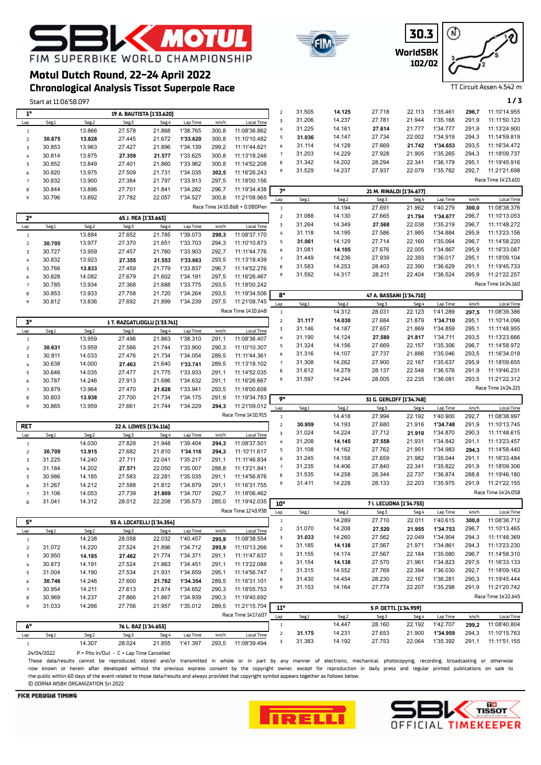# Motul Dutch Round, 22-24 April 2022

## Chronological Analysis Tissot Superpole Race

FIM SUPERBIKE WORLD CHAMPIONSHIP

30.3 WorldSBK 102/02

TT Circuit Assen 4.542 m

Start at 11:06'58.097

### 1° 19 A. BAUTISTA [1'33.620]

| Lap | Seg1 | Seg2 | Seg3 | Seg4 | Lap Time | km/h | Local Time |
|---|---|---|---|---|---|---|---|
| 1 | | 13.866 | 27.578 | 21.868 | 1'38.765 | 300,8 | 11:08'36.862 |
| 2 | **30.675** | **13.828** | 27.445 | 21.672 | **1'33.620** | 300,8 | 11:10'10.482 |
| 3 | 30.853 | 13.963 | 27.427 | 21.896 | 1'34.139 | 299,2 | 11:11'44.621 |
| 4 | 30.814 | 13.875 | **27.359** | **21.577** | 1'33.625 | 300,8 | 11:13'18.246 |
| 5 | 30.852 | 13.849 | 27.401 | 21.860 | 1'33.962 | 300,8 | 11:14'52.208 |
| 6 | 30.820 | 13.975 | 27.509 | 21.731 | 1'34.035 | **302,5** | 11:16'26.243 |
| 7 | 30.832 | 13.900 | 27.384 | 21.797 | 1'33.913 | 297,5 | 11:18'00.156 |
| 8 | 30.844 | 13.896 | 27.701 | 21.841 | 1'34.282 | 296,7 | 11:19'34.438 |
| 9 | 30.796 | 13.892 | 27.782 | 22.057 | 1'34.527 | 300,8 | 11:21'08.965 |

Race Time 14'10.868 + 0.080Pen

### 2° 65 J. REA [1'33.663]

| Lap | Seg1 | Seg2 | Seg3 | Seg4 | Lap Time | km/h | Local Time |
|---|---|---|---|---|---|---|---|
| 1 | | 13.884 | 27.652 | 21.785 | 1'39.073 | **298,3** | 11:08'37.170 |
| 2 | **30.705** | 13.977 | 27.370 | 21.651 | 1'33.703 | 294,3 | 11:10'10.873 |
| 3 | 30.727 | 13.959 | 27.457 | 21.760 | 1'33.903 | 292,7 | 11:11'44.776 |
| 4 | 30.832 | 13.923 | **27.355** | **21.553** | **1'33.663** | 293,5 | 11:13'18.439 |
| 5 | 30.766 | **13.833** | 27.459 | 21.779 | 1'33.837 | 296,7 | 11:14'52.276 |
| 6 | 30.828 | 14.082 | 27.679 | 21.602 | 1'34.191 | 297,5 | 11:16'26.467 |
| 7 | 30.785 | 13.934 | 27.368 | 21.688 | 1'33.775 | 293,5 | 11:18'00.242 |
| 8 | 30.853 | 13.933 | 27.758 | 21.720 | 1'34.264 | 293,5 | 11:19'34.506 |
| 9 | 30.812 | 13.836 | 27.692 | 21.899 | 1'34.239 | 297,5 | 11:21'08.745 |

Race Time 14'10.648

### 3° 1 T. RAZGATLIOGLU [1'33.741]

| Lap | Seg1 | Seg2 | Seg3 | Seg4 | Lap Time | km/h | Local Time |
|---|---|---|---|---|---|---|---|
| 1 | | 13.959 | 27.496 | 21.863 | 1'38.310 | 291,1 | 11:08'36.407 |
| 2 | **30.631** | 13.959 | 27.566 | 21.744 | 1'33.900 | 290,3 | 11:10'10.307 |
| 3 | 30.811 | 14.033 | 27.476 | 21.734 | 1'34.054 | 289,5 | 11:11'44.361 |
| 4 | 30.638 | 14.000 | **27.463** | 21.640 | **1'33.741** | 289,5 | 11:13'18.102 |
| 5 | 30.646 | 14.035 | 27.477 | 21.775 | 1'33.933 | 291,1 | 11:14'52.035 |
| 6 | 30.787 | 14.246 | 27.913 | 21.686 | 1'34.632 | 291,1 | 11:16'26.667 |
| 7 | 30.879 | 13.964 | 27.470 | **21.628** | 1'33.941 | 293,5 | 11:18'00.608 |
| 8 | 30.803 | **13.938** | 27.700 | 21.734 | 1'34.175 | 291,9 | 11:19'34.783 |
| 9 | 30.865 | 13.959 | 27.661 | 21.744 | 1'34.229 | **294,3** | 11:21'09.012 |

Race Time 14'10.915

### RET 22 A. LOWES [1'34.116]

| Lap | Seg1 | Seg2 | Seg3 | Seg4 | Lap Time | km/h | Local Time |
|---|---|---|---|---|---|---|---|
| 1 | | 14.030 | 27.828 | 21.948 | 1'39.404 | **294,3** | 11:08'37.501 |
| 2 | **30.709** | **13.915** | 27.682 | 21.810 | **1'34.116** | **294,3** | 11:10'11.617 |
| 3 | 31.225 | 14.240 | 27.711 | 22.041 | 1'35.217 | 291,1 | 11:11'46.834 |
| 4 | 31.184 | 14.202 | **27.571** | 22.050 | 1'35.007 | 288,8 | 11:13'21.841 |
| 5 | 30.986 | 14.185 | 27.583 | 22.281 | 1'35.035 | 291,1 | 11:14'56.876 |
| 6 | 31.267 | 14.212 | 27.588 | 21.812 | 1'34.879 | 291,1 | 11:16'31.755 |
| 7 | 31.106 | 14.053 | 27.739 | **21.809** | 1'34.707 | 292,7 | 11:18'06.462 |
| 8 | 31.041 | 14.312 | 28.012 | 22.208 | 1'35.573 | 285,0 | 11:19'42.035 |

Race Time 12'43.938

### 5° 55 A. LOCATELLI [1'34.354]

| Lap | Seg1 | Seg2 | Seg3 | Seg4 | Lap Time | km/h | Local Time |
|---|---|---|---|---|---|---|---|
| 1 | | 14.238 | 28.058 | 22.032 | 1'40.457 | **295,9** | 11:08'38.554 |
| 2 | 31.072 | 14.220 | 27.524 | 21.896 | 1'34.712 | **295,9** | 11:10'13.266 |
| 3 | 30.950 | **14.185** | **27.462** | 21.774 | 1'34.371 | 291,1 | 11:11'47.637 |
| 4 | 30.873 | 14.191 | 27.524 | 21.863 | 1'34.451 | 291,1 | 11:13'22.088 |
| 5 | 31.004 | 14.190 | 27.534 | 21.931 | 1'34.659 | 295,1 | 11:14'56.747 |
| 6 | **30.746** | 14.246 | 27.600 | **21.762** | **1'34.354** | 289,5 | 11:16'31.101 |
| 7 | 30.954 | 14.211 | 27.613 | 21.874 | 1'34.652 | 290,3 | 11:18'05.753 |
| 8 | 30.969 | 14.237 | 27.866 | 21.867 | 1'34.939 | 290,3 | 11:19'40.692 |
| 9 | 31.033 | 14.266 | 27.756 | 21.957 | 1'35.012 | 289,5 | 11:21'15.704 |

Race Time 14'17.607

### 6° 76 L. BAZ [1'34.653]

| Lap | Seg1 | Seg2 | Seg3 | Seg4 | Lap Time | km/h | Local Time |
|---|---|---|---|---|---|---|---|
| 1 | | 14.307 | 28.024 | 21.855 | 1'41.397 | 293,5 | 11:08'39.494 |
| 2 | 31.505 | **14.125** | 27.718 | 22.113 | 1'35.461 | **296,7** | 11:10'14.955 |
| 3 | 31.206 | 14.237 | 27.781 | 21.944 | 1'35.168 | 291,9 | 11:11'50.123 |
| 4 | 31.225 | 14.161 | **27.614** | 21.777 | 1'34.777 | 291,9 | 11:13'24.900 |
| 5 | **31.036** | 14.147 | 27.734 | 22.002 | 1'34.919 | 294,3 | 11:14'59.819 |
| 6 | 31.114 | 14.128 | 27.669 | **21.742** | **1'34.653** | 293,5 | 11:16'34.472 |
| 7 | 31.203 | 14.229 | 27.928 | 21.905 | 1'35.265 | 294,3 | 11:18'09.737 |
| 8 | 31.342 | 14.202 | 28.294 | 22.341 | 1'36.179 | 295,1 | 11:19'45.916 |
| 9 | 31.529 | 14.237 | 27.937 | 22.079 | 1'35.782 | 292,7 | 11:21'21.698 |

Race Time 14'23.601

### 7° 21 M. RINALDI [1'34.677]

| Lap | Seg1 | Seg2 | Seg3 | Seg4 | Lap Time | km/h | Local Time |
|---|---|---|---|---|---|---|---|
| 1 | | 14.194 | 27.691 | 21.962 | 1'40.279 | **300,0** | 11:08'38.376 |
| 2 | 31.088 | 14.130 | 27.665 | **21.794** | **1'34.677** | 296,7 | 11:10'13.053 |
| 3 | 31.264 | 14.349 | **27.568** | 22.038 | 1'35.219 | 296,7 | 11:11'48.272 |
| 4 | 31.118 | 14.195 | 27.586 | 21.985 | 1'34.884 | 295,9 | 11:13'23.156 |
| 5 | **31.061** | 14.129 | 27.714 | 22.160 | 1'35.064 | 296,7 | 11:14'58.220 |
| 6 | 31.081 | **14.105** | 27.676 | 22.005 | 1'34.867 | 295,9 | 11:16'33.087 |
| 7 | 31.449 | 14.236 | 27.939 | 22.393 | 1'36.017 | 295,1 | 11:18'09.104 |
| 8 | 31.583 | 14.253 | 28.403 | 22.390 | 1'36.629 | 291,1 | 11:19'45.733 |
| 9 | 31.592 | 14.317 | 28.211 | 22.404 | 1'36.524 | 295,9 | 11:21'22.257 |

Race Time 14'24.160

### 8° 47 A. BASSANI [1'34.710]

| Lap | Seg1 | Seg2 | Seg3 | Seg4 | Lap Time | km/h | Local Time |
|---|---|---|---|---|---|---|---|
| 1 | | 14.312 | 28.031 | 22.123 | 1'41.289 | **297,5** | 11:08'39.386 |
| 2 | **31.117** | **14.030** | 27.684 | 21.879 | **1'34.710** | 295,1 | 11:10'14.096 |
| 3 | 31.146 | 14.187 | 27.657 | 21.869 | 1'34.859 | 295,1 | 11:11'48.955 |
| 4 | 31.190 | 14.124 | **27.580** | **21.817** | 1'34.711 | 293,5 | 11:13'23.666 |
| 5 | 31.324 | 14.156 | 27.669 | 22.157 | 1'35.306 | 296,7 | 11:14'58.972 |
| 6 | 31.316 | 14.107 | 27.737 | 21.886 | 1'35.046 | 293,5 | 11:16'34.018 |
| 7 | 31.308 | 14.262 | 27.900 | 22.167 | 1'35.637 | 295,9 | 11:18'09.655 |
| 8 | 31.612 | 14.279 | 28.137 | 22.548 | 1'36.576 | 291,9 | 11:19'46.231 |
| 9 | 31.597 | 14.244 | 28.005 | 22.235 | 1'36.081 | 293,5 | 11:21'22.312 |

Race Time 14'24.215

### 9° 31 G. GERLOFF [1'34.748]

| Lap | Seg1 | Seg2 | Seg3 | Seg4 | Lap Time | km/h | Local Time |
|---|---|---|---|---|---|---|---|
| 1 | | 14.418 | 27.994 | 22.192 | 1'40.900 | 292,7 | 11:08'38.997 |
| 2 | **30.959** | 14.193 | 27.680 | 21.916 | **1'34.748** | 291,9 | 11:10'13.745 |
| 3 | 31.024 | 14.224 | 27.712 | **21.910** | 1'34.870 | 290,3 | 11:11'48.615 |
| 4 | 31.208 | **14.145** | **27.558** | 21.931 | 1'34.842 | 291,1 | 11:13'23.457 |
| 5 | 31.108 | 14.162 | 27.762 | 21.951 | 1'34.983 | **294,3** | 11:14'58.440 |
| 6 | 31.245 | 14.158 | 27.659 | 21.982 | 1'35.044 | 291,1 | 11:16'33.484 |
| 7 | 31.235 | 14.406 | 27.840 | 22.341 | 1'35.822 | 291,9 | 11:18'09.306 |
| 8 | 31.535 | 14.258 | 28.344 | 22.737 | 1'36.874 | 288,8 | 11:19'46.180 |
| 9 | 31.411 | 14.228 | 28.133 | 22.203 | 1'35.975 | 291,9 | 11:21'22.155 |

Race Time 14'24.058

### 10° 7 I. LECUONA [1'34.753]

| Lap | Seg1 | Seg2 | Seg3 | Seg4 | Lap Time | km/h | Local Time |
|---|---|---|---|---|---|---|---|
| 1 | | 14.289 | 27.710 | 22.011 | 1'40.615 | **300,0** | 11:08'38.712 |
| 2 | 31.070 | 14.208 | **27.520** | **21.955** | **1'34.753** | 296,7 | 11:10'13.465 |
| 3 | **31.033** | 14.260 | 27.562 | 22.049 | 1'34.904 | 294,3 | 11:11'48.369 |
| 4 | 31.185 | **14.138** | 27.567 | 21.971 | 1'34.861 | 294,3 | 11:13'23.230 |
| 5 | 31.155 | 14.174 | 27.567 | 22.184 | 1'35.080 | 296,7 | 11:14'58.310 |
| 6 | 31.154 | **14.138** | 27.570 | 21.961 | 1'34.823 | 297,5 | 11:16'33.133 |
| 7 | 31.315 | 14.552 | 27.769 | 22.394 | 1'36.030 | 292,7 | 11:18'09.163 |
| 8 | 31.430 | 14.454 | 28.230 | 22.167 | 1'36.281 | 290,3 | 11:19'45.444 |
| 9 | 31.153 | 14.164 | 27.774 | 22.207 | 1'35.298 | 291,9 | 11:21'20.742 |

Race Time 14'22.645

### 11° 5 P. OETTL [1'34.959]

| Lap | Seg1 | Seg2 | Seg3 | Seg4 | Lap Time | km/h | Local Time |
|---|---|---|---|---|---|---|---|
| 1 | | 14.447 | 28.160 | 22.192 | 1'42.707 | **299,2** | 11:08'40.804 |
| 2 | **31.175** | 14.231 | 27.653 | 21.900 | **1'34.959** | 294,3 | 11:10'15.763 |
| 3 | 31.383 | 14.192 | 27.753 | 22.064 | 1'35.392 | 291,1 | 11:11'51.155 |

24/04/2022 P = Pits In/Out - C = Lap Time Cancelled

These data/results cannot be reproduced, stored and/or transmitted in whole or in part by any manner of electronic, mechanical, photocopying, recording, broadcasting or otherwise now known or herein after developed without the previous express consent by the copyright owner, except for reproduction in daily press and regular printed publications on sale to the public within 60 days of the event related to those data/results and always provided that copyright symbol appears together as follows below.
© DORNA WSBK ORGANIZATION Srl 2022

FICR PERUGIA TIMING

SBK TISSOT OFFICIAL TIMEKEEPER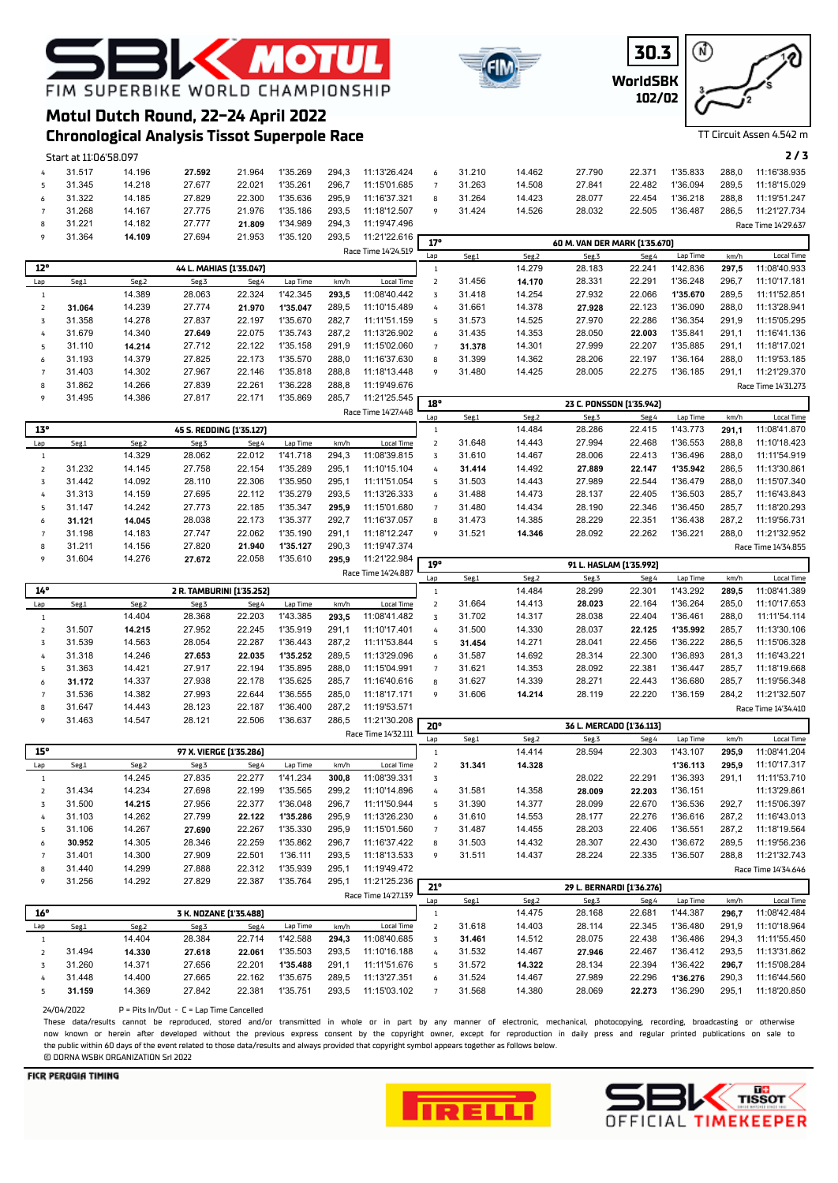# Motul Dutch Round, 22-24 April 2022

## Chronological Analysis Tissot Superpole Race

FIM SUPERBIKE WORLD CHAMPIONSHIP

30.3 WorldSBK 102/02

TT Circuit Assen 4.542 m

Start at 11:06'58.097

| Lap | Seg1 | Seg2 | Seg3 | Seg4 | Lap Time | km/h | Local Time |
|---|---|---|---|---|---|---|---|
| 4 | 31.517 | 14.196 | **27.592** | 21.964 | 1'35.269 | 294,3 | 11:13'26.424 |
| 5 | 31.345 | 14.218 | 27.677 | 22.021 | 1'35.261 | 296,7 | 11:15'01.685 |
| 6 | 31.322 | 14.185 | 27.829 | 22.300 | 1'35.636 | 295,9 | 11:16'37.321 |
| 7 | 31.268 | 14.167 | 27.775 | 21.976 | 1'35.186 | 293,5 | 11:18'12.507 |
| 8 | 31.221 | 14.182 | 27.777 | **21.809** | 1'34.989 | 294,3 | 11:19'47.496 |
| 9 | 31.364 | **14.109** | 27.694 | 21.953 | 1'35.120 | 293,5 | 11:21'22.616 |

Race Time 14'24.519

### 12° 44 L. MAHIAS [1'35.047]

| Lap | Seg1 | Seg2 | Seg3 | Seg4 | Lap Time | km/h | Local Time |
|---|---|---|---|---|---|---|---|
| 1 | | 14.389 | 28.063 | 22.324 | 1'42.345 | **293,5** | 11:08'40.442 |
| 2 | **31.064** | 14.239 | 27.774 | **21.970** | **1'35.047** | 289,5 | 11:10'15.489 |
| 3 | 31.358 | 14.278 | 27.837 | 22.197 | 1'35.670 | 282,7 | 11:11'51.159 |
| 4 | 31.679 | 14.340 | **27.649** | 22.075 | 1'35.743 | 287,2 | 11:13'26.902 |
| 5 | 31.110 | **14.214** | 27.712 | 22.122 | 1'35.158 | 291,9 | 11:15'02.060 |
| 6 | 31.193 | 14.379 | 27.825 | 22.173 | 1'35.570 | 288,0 | 11:16'37.630 |
| 7 | 31.403 | 14.302 | 27.967 | 22.146 | 1'35.818 | 288,8 | 11:18'13.448 |
| 8 | 31.862 | 14.266 | 27.839 | 22.261 | 1'36.228 | 288,8 | 11:19'49.676 |
| 9 | 31.495 | 14.386 | 27.817 | 22.171 | 1'35.869 | 285,7 | 11:21'25.545 |

Race Time 14'27.448

### 13° 45 S. REDDING [1'35.127]

| Lap | Seg1 | Seg2 | Seg3 | Seg4 | Lap Time | km/h | Local Time |
|---|---|---|---|---|---|---|---|
| 1 | | 14.329 | 28.062 | 22.012 | 1'41.718 | 294,3 | 11:08'39.815 |
| 2 | 31.232 | 14.145 | 27.758 | 22.154 | 1'35.289 | 295,1 | 11:10'15.104 |
| 3 | 31.442 | 14.092 | 28.110 | 22.306 | 1'35.950 | 295,1 | 11:11'51.054 |
| 4 | 31.313 | 14.159 | 27.695 | 22.112 | 1'35.279 | 293,5 | 11:13'26.333 |
| 5 | 31.147 | 14.242 | 27.773 | 22.185 | 1'35.347 | **295,9** | 11:15'01.680 |
| 6 | **31.121** | **14.045** | 28.038 | 22.173 | 1'35.377 | 292,7 | 11:16'37.057 |
| 7 | 31.198 | 14.183 | 27.747 | 22.062 | 1'35.190 | 291,1 | 11:18'12.247 |
| 8 | 31.211 | 14.156 | 27.820 | **21.940** | **1'35.127** | 290,3 | 11:19'47.374 |
| 9 | 31.604 | 14.276 | **27.672** | 22.058 | 1'35.610 | **295,9** | 11:21'22.984 |

Race Time 14'24.887

### 14° 2 R. TAMBURINI [1'35.252]

| Lap | Seg1 | Seg2 | Seg3 | Seg4 | Lap Time | km/h | Local Time |
|---|---|---|---|---|---|---|---|
| 1 | | 14.404 | 28.368 | 22.203 | 1'43.385 | **293,5** | 11:08'41.482 |
| 2 | 31.507 | **14.215** | 27.952 | 22.245 | 1'35.919 | 291,1 | 11:10'17.401 |
| 3 | 31.539 | 14.563 | 28.054 | 22.287 | 1'36.443 | 287,2 | 11:11'53.844 |
| 4 | 31.318 | 14.246 | **27.653** | **22.035** | **1'35.252** | 289,5 | 11:13'29.096 |
| 5 | 31.363 | 14.421 | 27.917 | 22.194 | 1'35.895 | 288,0 | 11:15'04.991 |
| 6 | **31.172** | 14.337 | 27.938 | 22.178 | 1'35.625 | 285,7 | 11:16'40.616 |
| 7 | 31.536 | 14.382 | 27.993 | 22.644 | 1'36.555 | 285,0 | 11:18'17.171 |
| 8 | 31.647 | 14.443 | 28.123 | 22.187 | 1'36.400 | 287,2 | 11:19'53.571 |
| 9 | 31.463 | 14.547 | 28.121 | 22.506 | 1'36.637 | 286,5 | 11:21'30.208 |

Race Time 14'32.111

### 15° 97 X. VIERGE [1'35.286]

| Lap | Seg1 | Seg2 | Seg3 | Seg4 | Lap Time | km/h | Local Time |
|---|---|---|---|---|---|---|---|
| 1 | | 14.245 | 27.835 | 22.277 | 1'41.234 | **300,8** | 11:08'39.331 |
| 2 | 31.434 | 14.234 | 27.698 | 22.199 | 1'35.565 | 299,2 | 11:10'14.896 |
| 3 | 31.500 | **14.215** | 27.956 | 22.377 | 1'36.048 | 296,7 | 11:11'50.944 |
| 4 | 31.103 | 14.262 | 27.799 | **22.122** | **1'35.286** | 295,9 | 11:13'26.230 |
| 5 | 31.106 | 14.267 | **27.690** | 22.267 | 1'35.330 | 295,9 | 11:15'01.560 |
| 6 | **30.952** | 14.305 | 28.346 | 22.259 | 1'35.862 | 296,7 | 11:16'37.422 |
| 7 | 31.401 | 14.300 | 27.909 | 22.501 | 1'36.111 | 293,5 | 11:18'13.533 |
| 8 | 31.440 | 14.299 | 27.888 | 22.312 | 1'35.939 | 295,1 | 11:19'49.472 |
| 9 | 31.256 | 14.292 | 27.829 | 22.387 | 1'35.764 | 295,1 | 11:21'25.236 |

Race Time 14'27.139

### 16° 3 K. NOZANE [1'35.488]

| Lap | Seg1 | Seg2 | Seg3 | Seg4 | Lap Time | km/h | Local Time |
|---|---|---|---|---|---|---|---|
| 1 | | 14.404 | 28.384 | 22.714 | 1'42.588 | **294,3** | 11:08'40.685 |
| 2 | 31.494 | **14.330** | **27.618** | **22.061** | 1'35.503 | 293,5 | 11:10'16.188 |
| 3 | 31.260 | 14.371 | 27.656 | 22.201 | **1'35.488** | 291,1 | 11:11'51.676 |
| 4 | 31.448 | 14.400 | 27.665 | 22.162 | 1'35.675 | 289,5 | 11:13'27.351 |
| 5 | **31.159** | 14.369 | 27.842 | 22.381 | 1'35.751 | 293,5 | 11:15'03.102 |
| 6 | 31.210 | 14.462 | 27.790 | 22.371 | 1'35.833 | 288,0 | 11:16'38.935 |
| 7 | 31.263 | 14.508 | 27.841 | 22.482 | 1'36.094 | 289,5 | 11:18'15.029 |
| 8 | 31.264 | 14.423 | 28.077 | 22.454 | 1'36.218 | 288,8 | 11:19'51.247 |
| 9 | 31.424 | 14.526 | 28.032 | 22.505 | 1'36.487 | 286,5 | 11:21'27.734 |

Race Time 14'29.637

### 17° 60 M. VAN DER MARK [1'35.670]

| Lap | Seg1 | Seg2 | Seg3 | Seg4 | Lap Time | km/h | Local Time |
|---|---|---|---|---|---|---|---|
| 1 | | 14.279 | 28.183 | 22.241 | 1'42.836 | **297,5** | 11:08'40.933 |
| 2 | 31.456 | **14.170** | 28.331 | 22.291 | 1'36.248 | 296,7 | 11:10'17.181 |
| 3 | 31.418 | 14.254 | 27.932 | 22.066 | **1'35.670** | 289,5 | 11:11'52.851 |
| 4 | 31.661 | 14.378 | **27.928** | 22.123 | 1'36.090 | 288,0 | 11:13'28.941 |
| 5 | 31.573 | 14.525 | 27.970 | 22.286 | 1'36.354 | 291,9 | 11:15'05.295 |
| 6 | 31.435 | 14.353 | 28.050 | **22.003** | 1'35.841 | 291,1 | 11:16'41.136 |
| 7 | **31.378** | 14.301 | 27.999 | 22.207 | 1'35.885 | 291,1 | 11:18'17.021 |
| 8 | 31.399 | 14.362 | 28.206 | 22.197 | 1'36.164 | 288,0 | 11:19'53.185 |
| 9 | 31.480 | 14.425 | 28.005 | 22.275 | 1'36.185 | 291,1 | 11:21'29.370 |

Race Time 14'31.273

### 18° 23 C. PONSSON [1'35.942]

| Lap | Seg1 | Seg2 | Seg3 | Seg4 | Lap Time | km/h | Local Time |
|---|---|---|---|---|---|---|---|
| 1 | | 14.484 | 28.286 | 22.415 | 1'43.773 | **291,1** | 11:08'41.870 |
| 2 | 31.648 | 14.443 | 27.994 | 22.468 | 1'36.553 | 288,8 | 11:10'18.423 |
| 3 | 31.610 | 14.467 | 28.006 | 22.413 | 1'36.496 | 288,0 | 11:11'54.919 |
| 4 | **31.414** | 14.492 | **27.889** | **22.147** | **1'35.942** | 286,5 | 11:13'30.861 |
| 5 | 31.503 | 14.443 | 27.989 | 22.544 | 1'36.479 | 288,0 | 11:15'07.340 |
| 6 | 31.488 | 14.473 | 28.137 | 22.405 | 1'36.503 | 285,7 | 11:16'43.843 |
| 7 | 31.480 | 14.434 | 28.190 | 22.346 | 1'36.450 | 285,7 | 11:18'20.293 |
| 8 | 31.473 | 14.385 | 28.229 | 22.351 | 1'36.438 | 287,2 | 11:19'56.731 |
| 9 | 31.521 | **14.346** | 28.092 | 22.262 | 1'36.221 | 288,0 | 11:21'32.952 |

Race Time 14'34.855

### 19° 91 L. HASLAM [1'35.992]

| Lap | Seg1 | Seg2 | Seg3 | Seg4 | Lap Time | km/h | Local Time |
|---|---|---|---|---|---|---|---|
| 1 | | 14.484 | 28.299 | 22.301 | 1'43.292 | **289,5** | 11:08'41.389 |
| 2 | 31.664 | 14.413 | **28.023** | 22.164 | 1'36.264 | 285,0 | 11:10'17.653 |
| 3 | 31.702 | 14.317 | 28.038 | 22.404 | 1'36.461 | 288,0 | 11:11'54.114 |
| 4 | 31.500 | 14.330 | 28.037 | **22.125** | **1'35.992** | 285,7 | 11:13'30.106 |
| 5 | **31.454** | 14.271 | 28.041 | 22.456 | 1'36.222 | 286,5 | 11:15'06.328 |
| 6 | 31.587 | 14.692 | 28.314 | 22.300 | 1'36.893 | 281,3 | 11:16'43.221 |
| 7 | 31.621 | 14.353 | 28.092 | 22.381 | 1'36.447 | 285,7 | 11:18'19.668 |
| 8 | 31.627 | 14.339 | 28.271 | 22.443 | 1'36.680 | 285,7 | 11:19'56.348 |
| 9 | 31.606 | **14.214** | 28.119 | 22.220 | 1'36.159 | 284,2 | 11:21'32.507 |

Race Time 14'34.410

### 20° 36 L. MERCADO [1'36.113]

| Lap | Seg1 | Seg2 | Seg3 | Seg4 | Lap Time | km/h | Local Time |
|---|---|---|---|---|---|---|---|
| 1 | | 14.414 | 28.594 | 22.303 | 1'43.107 | **295,9** | 11:08'41.204 |
| 2 | **31.341** | **14.328** | | | **1'36.113** | **295,9** | 11:10'17.317 |
| 3 | | | 28.022 | 22.291 | 1'36.393 | 291,1 | 11:11'53.710 |
| 4 | 31.581 | 14.358 | **28.009** | **22.203** | 1'36.151 | | 11:13'29.861 |
| 5 | 31.390 | 14.377 | 28.099 | 22.670 | 1'36.536 | 292,7 | 11:15'06.397 |
| 6 | 31.610 | 14.553 | 28.177 | 22.276 | 1'36.616 | 287,2 | 11:16'43.013 |
| 7 | 31.487 | 14.455 | 28.203 | 22.406 | 1'36.551 | 287,2 | 11:18'19.564 |
| 8 | 31.503 | 14.432 | 28.307 | 22.430 | 1'36.672 | 289,5 | 11:19'56.236 |
| 9 | 31.511 | 14.437 | 28.224 | 22.335 | 1'36.507 | 288,8 | 11:21'32.743 |

Race Time 14'34.646

### 21° 29 L. BERNARDI [1'36.276]

| Lap | Seg1 | Seg2 | Seg3 | Seg4 | Lap Time | km/h | Local Time |
|---|---|---|---|---|---|---|---|
| 1 | | 14.475 | 28.168 | 22.681 | 1'44.387 | **296,7** | 11:08'42.484 |
| 2 | 31.618 | 14.403 | 28.114 | 22.345 | 1'36.480 | 291,9 | 11:10'18.964 |
| 3 | **31.461** | 14.512 | 28.075 | 22.438 | 1'36.486 | 294,3 | 11:11'55.450 |
| 4 | 31.532 | 14.467 | **27.946** | 22.467 | 1'36.412 | 293,5 | 11:13'31.862 |
| 5 | 31.572 | **14.322** | 28.134 | 22.394 | 1'36.422 | **296,7** | 11:15'08.284 |
| 6 | 31.524 | 14.467 | 27.989 | 22.296 | **1'36.276** | 290,3 | 11:16'44.560 |
| 7 | 31.568 | 14.380 | 28.069 | **22.273** | 1'36.290 | 295,1 | 11:18'20.850 |

24/04/2022 P = Pits In/Out - C = Lap Time Cancelled

These data/results cannot be reproduced, stored and/or transmitted in whole or in part by any manner of electronic, mechanical, photocopying, recording, broadcasting or otherwise now known or herein after developed without the previous express consent by the copyright owner, except for reproduction in daily press and regular printed publications on sale to the public within 60 days of the event related to those data/results and always provided that copyright symbol appears together as follows below.

© DORNA WSBK ORGANIZATION Srl 2022

FICR PERUGIA TIMING — PIRELLI — SBK TISSOT OFFICIAL TIMEKEEPER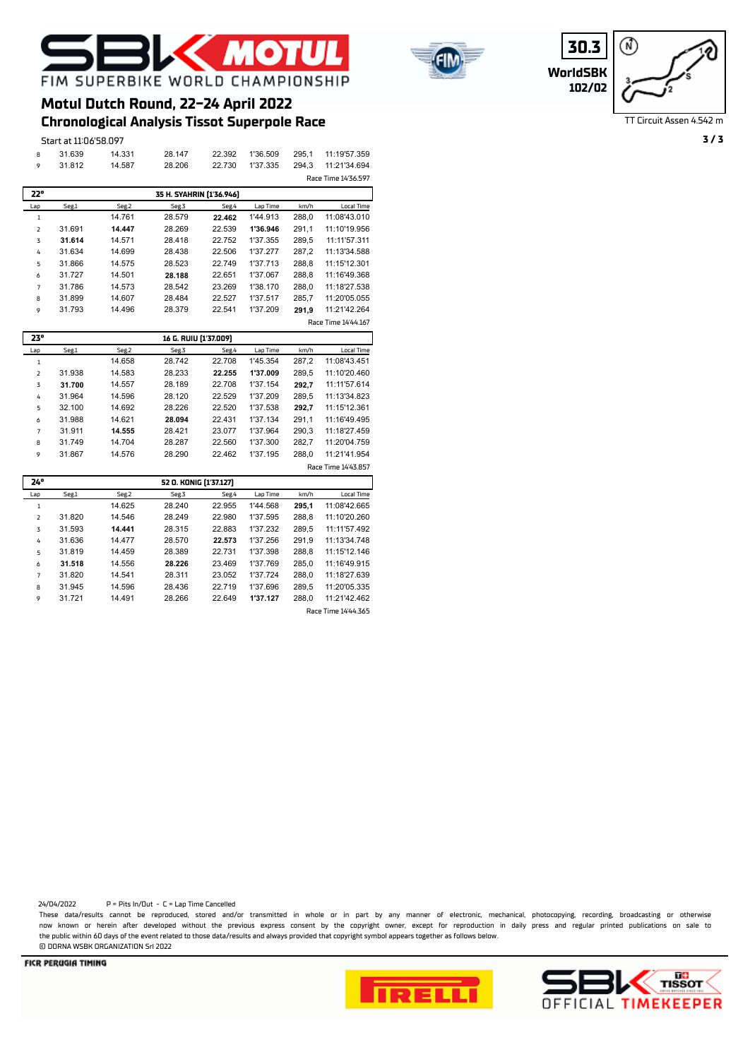# Motul Dutch Round, 22-24 April 2022

## Chronological Analysis Tissot Superpole Race

WorldSBK 102/02

TT Circuit Assen 4.542 m

Start at 11:06'58.097

| Lap | Seg1 | Seg2 | Seg3 | Seg4 | Lap Time | km/h | Local Time |
|---|---|---|---|---|---|---|---|
| 8 | 31.639 | 14.331 | 28.147 | 22.392 | 1'36.509 | 295,1 | 11:19'57.359 |
| 9 | 31.812 | 14.587 | 28.206 | 22.730 | 1'37.335 | 294,3 | 11:21'34.694 |
| | | | | | | | Race Time 14'36.597 |

**22° — 35 H. SYAHRIN [1'36.946]**

| Lap | Seg1 | Seg2 | Seg3 | Seg4 | Lap Time | km/h | Local Time |
|---|---|---|---|---|---|---|---|
| 1 | | 14.761 | 28.579 | **22.462** | 1'44.913 | 288,0 | 11:08'43.010 |
| 2 | 31.691 | **14.447** | 28.269 | 22.539 | **1'36.946** | 291,1 | 11:10'19.956 |
| 3 | **31.614** | 14.571 | 28.418 | 22.752 | 1'37.355 | 289,5 | 11:11'57.311 |
| 4 | 31.634 | 14.699 | 28.438 | 22.506 | 1'37.277 | 287,2 | 11:13'34.588 |
| 5 | 31.866 | 14.575 | 28.523 | 22.749 | 1'37.713 | 288,8 | 11:15'12.301 |
| 6 | 31.727 | 14.501 | **28.188** | 22.651 | 1'37.067 | 288,8 | 11:16'49.368 |
| 7 | 31.786 | 14.573 | 28.542 | 23.269 | 1'38.170 | 288,0 | 11:18'27.538 |
| 8 | 31.899 | 14.607 | 28.484 | 22.527 | 1'37.517 | 285,7 | 11:20'05.055 |
| 9 | 31.793 | 14.496 | 28.379 | 22.541 | 1'37.209 | **291,9** | 11:21'42.264 |
| | | | | | | | Race Time 14'44.167 |

**23° — 16 G. RUIU [1'37.009]**

| Lap | Seg1 | Seg2 | Seg3 | Seg4 | Lap Time | km/h | Local Time |
|---|---|---|---|---|---|---|---|
| 1 | | 14.658 | 28.742 | 22.708 | 1'45.354 | 287,2 | 11:08'43.451 |
| 2 | 31.938 | 14.583 | 28.233 | **22.255** | **1'37.009** | 289,5 | 11:10'20.460 |
| 3 | **31.700** | 14.557 | 28.189 | 22.708 | 1'37.154 | **292,7** | 11:11'57.614 |
| 4 | 31.964 | 14.596 | 28.120 | 22.529 | 1'37.209 | 289,5 | 11:13'34.823 |
| 5 | 32.100 | 14.692 | 28.226 | 22.520 | 1'37.538 | **292,7** | 11:15'12.361 |
| 6 | 31.988 | 14.621 | **28.094** | 22.431 | 1'37.134 | 291,1 | 11:16'49.495 |
| 7 | 31.911 | **14.555** | 28.421 | 23.077 | 1'37.964 | 290,3 | 11:18'27.459 |
| 8 | 31.749 | 14.704 | 28.287 | 22.560 | 1'37.300 | 282,7 | 11:20'04.759 |
| 9 | 31.867 | 14.576 | 28.290 | 22.462 | 1'37.195 | 288,0 | 11:21'41.954 |
| | | | | | | | Race Time 14'43.857 |

**24° — 52 O. KONIG [1'37.127]**

| Lap | Seg1 | Seg2 | Seg3 | Seg4 | Lap Time | km/h | Local Time |
|---|---|---|---|---|---|---|---|
| 1 | | 14.625 | 28.240 | 22.955 | 1'44.568 | **295,1** | 11:08'42.665 |
| 2 | 31.820 | 14.546 | 28.249 | 22.980 | 1'37.595 | 288,8 | 11:10'20.260 |
| 3 | 31.593 | **14.441** | 28.315 | 22.883 | 1'37.232 | 289,5 | 11:11'57.492 |
| 4 | 31.636 | 14.477 | 28.570 | **22.573** | 1'37.256 | 291,9 | 11:13'34.748 |
| 5 | 31.819 | 14.459 | 28.389 | 22.731 | 1'37.398 | 288,8 | 11:15'12.146 |
| 6 | **31.518** | 14.556 | **28.226** | 23.469 | 1'37.769 | 285,0 | 11:16'49.915 |
| 7 | 31.820 | 14.541 | 28.311 | 23.052 | 1'37.724 | 288,0 | 11:18'27.639 |
| 8 | 31.945 | 14.596 | 28.436 | 22.719 | 1'37.696 | 289,5 | 11:20'05.335 |
| 9 | 31.721 | 14.491 | 28.266 | 22.649 | **1'37.127** | 288,0 | 11:21'42.462 |
| | | | | | | | Race Time 14'44.365 |

24/04/2022 P = Pits In/Out - C = Lap Time Cancelled

These data/results cannot be reproduced, stored and/or transmitted in whole or in part by any manner of electronic, mechanical, photocopying, recording, broadcasting or otherwise now known or herein after developed without the previous express consent by the copyright owner, except for reproduction in daily press and regular printed publications on sale to the public within 60 days of the event related to those data/results and always provided that copyright symbol appears together as follows below.

© DORNA WSBK ORGANIZATION Srl 2022

FICR PERUGIA TIMING

SBK OFFICIAL TIMEKEEPER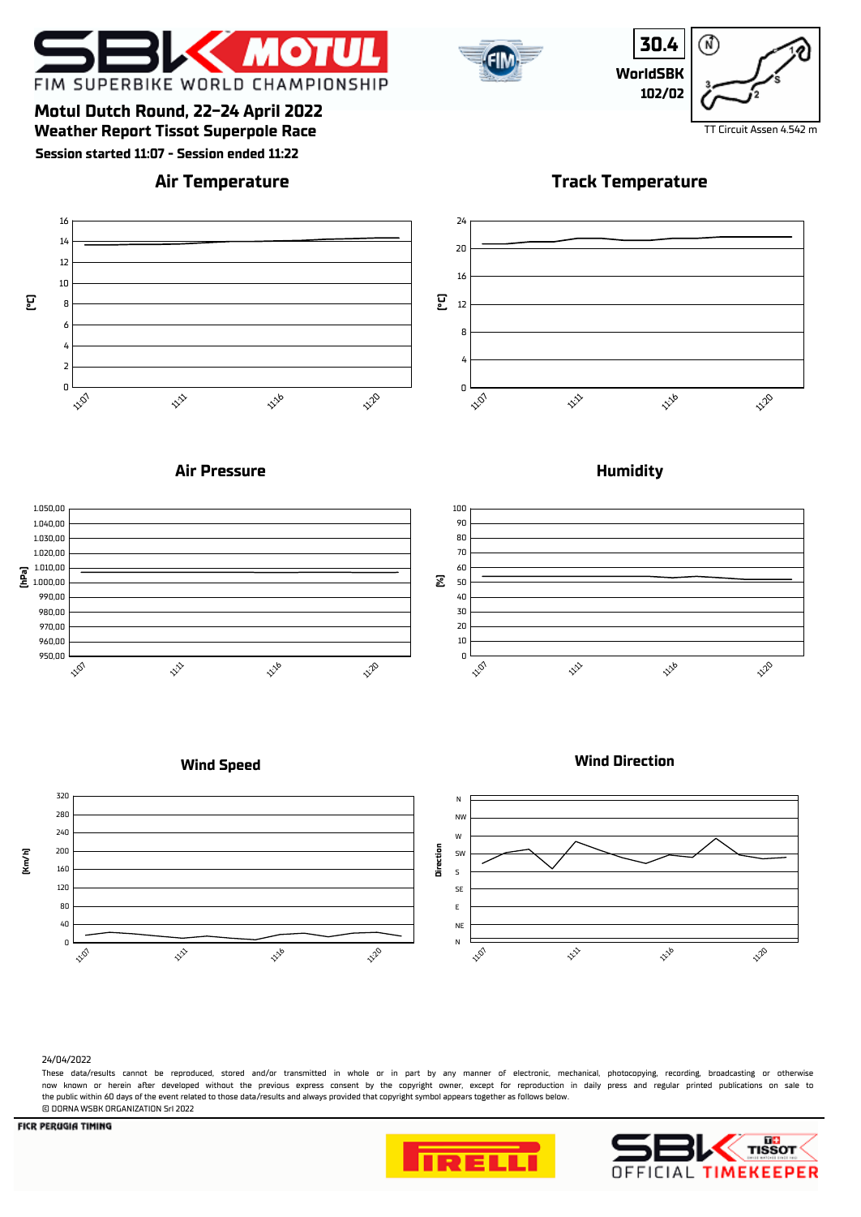# FIM SUPERBIKE WORLD CHAMPIONSHIP

**30.4**

**WorldSBK**

**102/02**

TT Circuit Assen 4.542 m

## Motul Dutch Round, 22-24 April 2022

## Weather Report Tissot Superpole Race

**Session started 11:07 - Session ended 11:22**

### Air Temperature

[°C] — 11:07, 11:11, 11:16, 11:20

### Track Temperature

[°C] — 11:07, 11:11, 11:16, 11:20

### Air Pressure

[hPa] — 11:07, 11:11, 11:16, 11:20

### Humidity

[%] — 11:07, 11:11, 11:16, 11:20

### Wind Speed

[Km/h] — 11:07, 11:11, 11:16, 11:20

### Wind Direction

Direction — 11:07, 11:11, 11:16, 11:20

24/04/2022

These data/results cannot be reproduced, stored and/or transmitted in whole or in part by any manner of electronic, mechanical, photocopying, recording, broadcasting or otherwise now known or herein after developed without the previous express consent by the copyright owner, except for reproduction in daily press and regular printed publications on sale to the public within 60 days of the event related to those data/results and always provided that copyright symbol appears together as follows below.

© DORNA WSBK ORGANIZATION Srl 2022

FICR PERUGIA TIMING

OFFICIAL TIMEKEEPER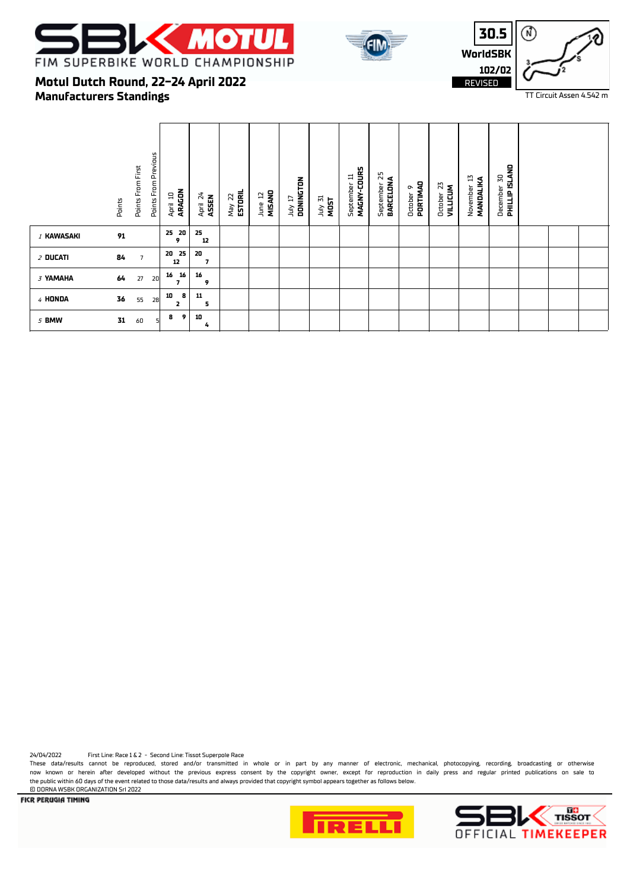# FIM SUPERBIKE WORLD CHAMPIONSHIP

## Motul Dutch Round, 22-24 April 2022

## Manufacturers Standings

30.5 WorldSBK 102/02 REVISED

TT Circuit Assen 4.542 m

| | Points | Points From First | Points From Previous | April 10 ARAGON | April 24 ASSEN | May 22 ESTORIL | June 12 MISANO | July 17 DONINGTON | July 31 MOST | September 11 MAGNY-COURS | September 25 BARCELONA | October 9 PORTIMAO | October 23 VILLICUM | November 13 MANDALIKA | December 30 PHILLIP ISLAND | | | |
|---|---|---|---|---|---|---|---|---|---|---|---|---|---|---|---|---|---|---|
| 1 KAWASAKI | 91 | | | 25 20 9 | 25 12 | | | | | | | | | | | | | |
| 2 DUCATI | 84 | 7 | | 20 25 12 | 20 7 | | | | | | | | | | | | | |
| 3 YAMAHA | 64 | 27 | 20 | 16 16 7 | 16 9 | | | | | | | | | | | | | |
| 4 HONDA | 36 | 55 | 28 | 10 8 2 | 11 5 | | | | | | | | | | | | | |
| 5 BMW | 31 | 60 | 5 | 8 9 | 10 4 | | | | | | | | | | | | | |

24/04/2022 First Line: Race 1 & 2 - Second Line: Tissot Superpole Race

These data/results cannot be reproduced, stored and/or transmitted in whole or in part by any manner of electronic, mechanical, photocopying, recording, broadcasting or otherwise now known or herein after developed without the previous express consent by the copyright owner, except for reproduction in daily press and regular printed publications on sale to the public within 60 days of the event related to those data/results and always provided that copyright symbol appears together as follows below.

© DORNA WSBK ORGANIZATION Srl 2022

FICR PERUGIA TIMING

SBK OFFICIAL TIMEKEEPER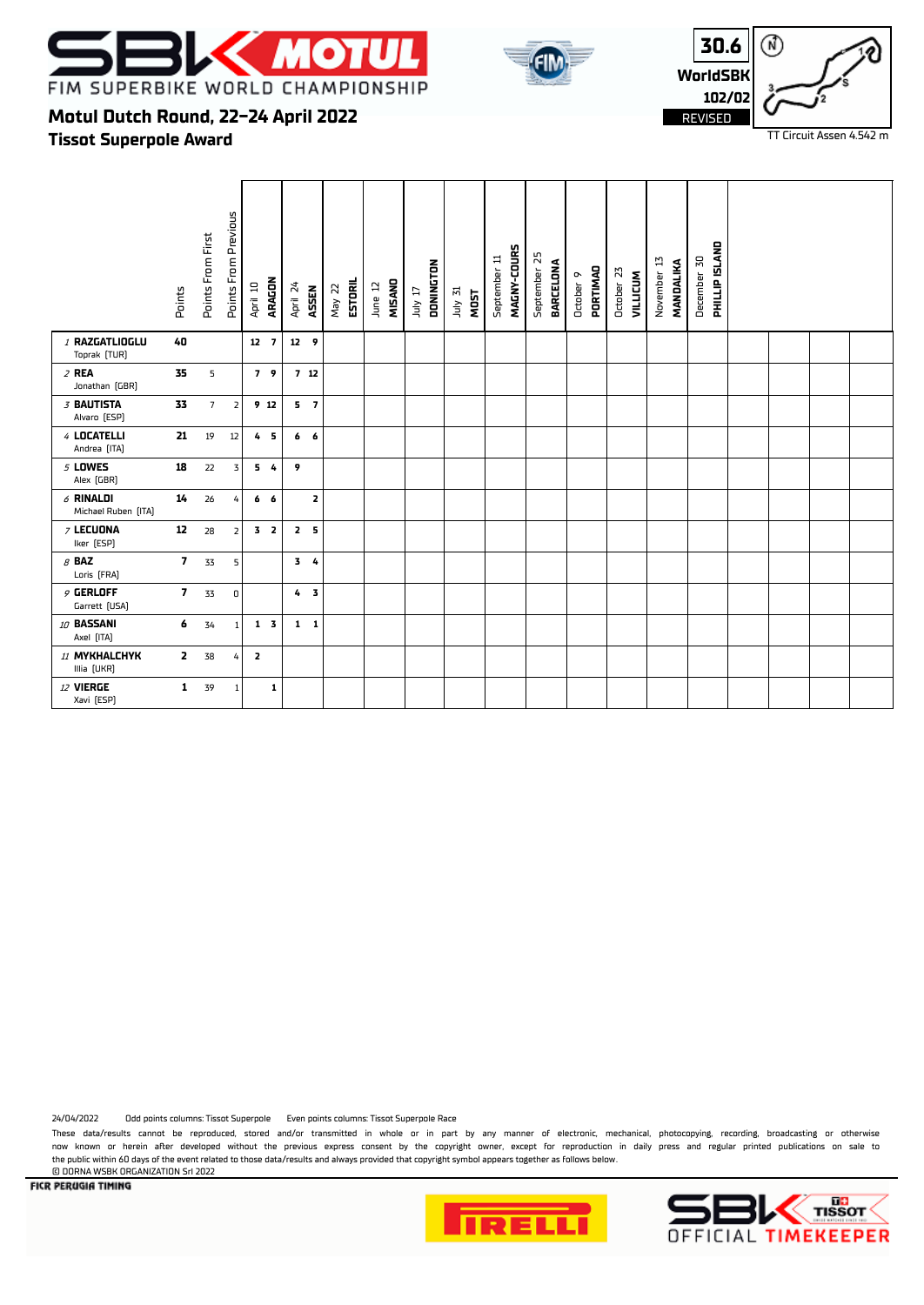# SBK MOTUL FIM SUPERBIKE WORLD CHAMPIONSHIP

## Motul Dutch Round, 22-24 April 2022

## Tissot Superpole Award

30.6
WorldSBK
102/02
REVISED

TT Circuit Assen 4.542 m

| | Points | Points From First | Points From Previous | April 10 ARAGON | | April 24 ASSEN | | May 22 ESTORIL | | June 12 MISANO | | July 17 DONINGTON | | July 31 MOST | | September 11 MAGNY-COURS | | September 25 BARCELONA | | October 9 PORTIMAO | | October 23 VILLICUM | | November 13 MANDALIKA | | December 30 PHILLIP ISLAND | | | | | | | |
|---|---|---|---|---|---|---|---|---|---|---|---|---|---|---|---|---|---|---|---|---|---|---|---|---|---|---|---|---|---|---|---|---|---|
| 1 RAZGATLIOGLU Toprak [TUR] | 40 | | | 12 | 7 | 12 | 9 | | | | | | | | | | | | | | | | | | | | | | | | | | |
| 2 REA Jonathan [GBR] | 35 | 5 | | 7 | 9 | 7 | 12 | | | | | | | | | | | | | | | | | | | | | | | | | | |
| 3 BAUTISTA Alvaro [ESP] | 33 | 7 | 2 | 9 | 12 | 5 | 7 | | | | | | | | | | | | | | | | | | | | | | | | | | |
| 4 LOCATELLI Andrea [ITA] | 21 | 19 | 12 | 4 | 5 | 6 | 6 | | | | | | | | | | | | | | | | | | | | | | | | | | |
| 5 LOWES Alex [GBR] | 18 | 22 | 3 | 5 | 4 | 9 | | | | | | | | | | | | | | | | | | | | | | | | | | | |
| 6 RINALDI Michael Ruben [ITA] | 14 | 26 | 4 | 6 | 6 | | 2 | | | | | | | | | | | | | | | | | | | | | | | | | | |
| 7 LECUONA Iker [ESP] | 12 | 28 | 2 | 3 | 2 | 2 | 5 | | | | | | | | | | | | | | | | | | | | | | | | | | |
| 8 BAZ Loris [FRA] | 7 | 33 | 5 | | | 3 | 4 | | | | | | | | | | | | | | | | | | | | | | | | | | |
| 9 GERLOFF Garrett [USA] | 7 | 33 | 0 | | | 4 | 3 | | | | | | | | | | | | | | | | | | | | | | | | | | |
| 10 BASSANI Axel [ITA] | 6 | 34 | 1 | 1 | 3 | 1 | 1 | | | | | | | | | | | | | | | | | | | | | | | | | | |
| 11 MYKHALCHYK Illia [UKR] | 2 | 38 | 4 | 2 | | | | | | | | | | | | | | | | | | | | | | | | | | | | | |
| 12 VIERGE Xavi [ESP] | 1 | 39 | 1 | | 1 | | | | | | | | | | | | | | | | | | | | | | | | | | | | |

24/04/2022 Odd points columns: Tissot Superpole Even points columns: Tissot Superpole Race

These data/results cannot be reproduced, stored and/or transmitted in whole or in part by any manner of electronic, mechanical, photocopying, recording, broadcasting or otherwise now known or herein after developed without the previous express consent by the copyright owner, except for reproduction in daily press and regular printed publications on sale to the public within 60 days of the event related to those data/results and always provided that copyright symbol appears together as follows below.
© DORNA WSBK ORGANIZATION Srl 2022

FICR PERUGIA TIMING

PIRELLI

SBK TISSOT OFFICIAL TIMEKEEPER